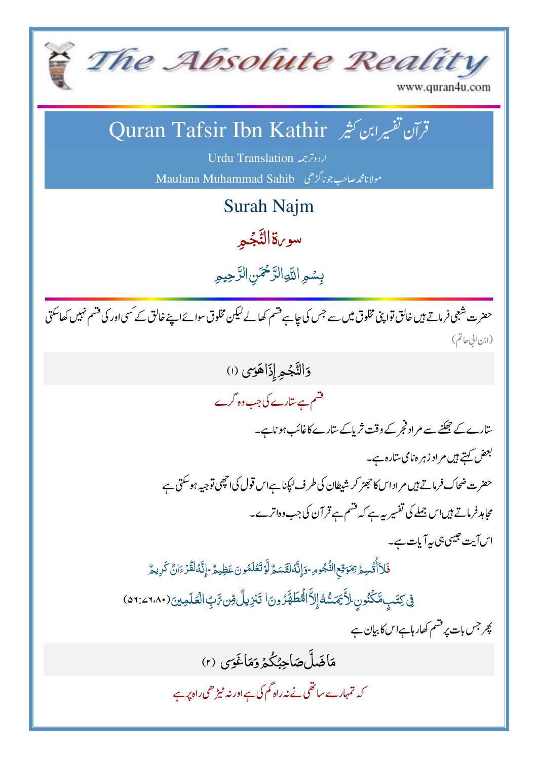# The Absolute Reality

www.quran4u.com

## Quran Tafsir Ibn Kathir قرآن تفسیر ابن کثیر

Urdu Translation اردو ترجمہ

Maulana Muhammad Sahib مولانا محمد صاحب جوناگڑھی

## Surah Najm

## سورۃ النَّجۡمِ

بِسۡمِ اللّٰہِ الرَّحۡمٰنِ الرَّحِیۡمِ

حضرت شعبی فرماتے ہیں خالق تو اپنی مخلوق میں سے جس کی چاہے قسم کھالے لیکن مخلوق سوائے اپنے خالق کے کسی اور کی قسم نہیں کھا سکتی (ابن ابی حاتم)

وَالنَّجۡمِ اِذَا هَوٰىۙ‏ (۱)

قسم ہے ستارے کی جب وہ گرے

ستارے کے جھکنے سے مراد فجر کے وقت ثریا کے ستارے کا غائب ہونا ہے۔

بعض کہتے ہیں مراد زہرہ نامی ستارہ ہے۔

حضرت ضحاک فرماتے ہیں مراد اس کا جھڑ کر شیطان کی طرف لپکنا ہے اس قول کی اچھی توجیہ ہو سکتی ہے

مجاہد فرماتے ہیں اس جملے کی تفسیر یہ ہے کہ قسم ہے قرآن کی جب وہ اترے۔

اس آیت جیسی ہی یہ آیات ہے۔

فَلَاۤ اُقۡسِمُ بِمَوٰقِعِ النُّجُوۡمِ - وَاِنَّهٗ لَقَسَمٌ لَّوۡ تَعۡلَمُوۡنَ عَظِيۡمٌ - اِنَّهٗ لَقُرۡاٰنٌ كَرِيۡمٌ

فِىۡ كِتٰبٍ مَّكۡنُوۡنٍ - لَّا يَمَسُّهٗۤ اِلَّا الۡمُطَهَّرُوۡنَ - تَنۡزِيۡلٌ مِّنۡ رَّبِّ الۡعٰلَمِيۡنَ (۵۶:۷۶،۸۰)

پھر جس بات پر قسم کھا رہا ہے اس کا بیان ہے

مَا ضَلَّ صَاحِبُكُمۡ وَمَا غَوٰى ۚ (۲)

کہ تمہارے ساتھی نے نہ راہ گم کی ہے اور نہ ٹیڑھی راہ پر ہے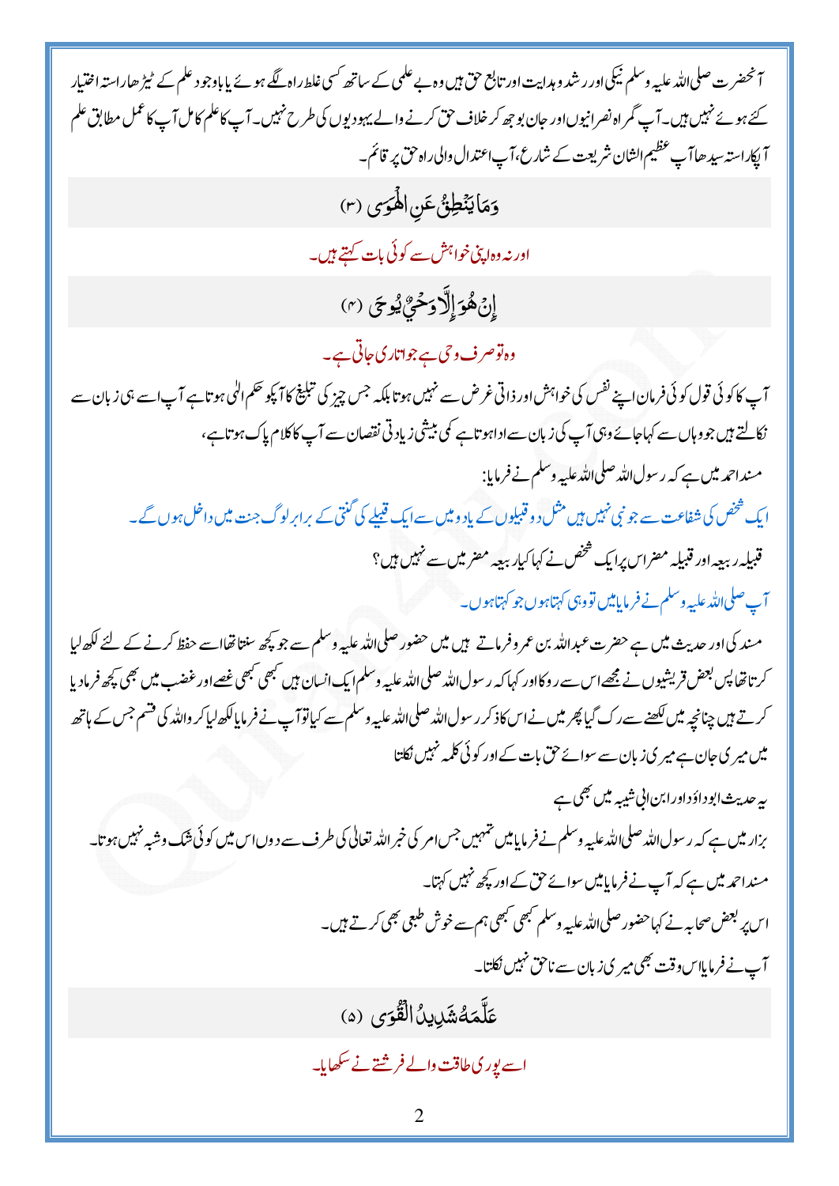آنحضرت صلی اللہ علیہ وسلم نیکی اور رشد وہدایت اور تابع حق ہیں وہ بے علمی کے ساتھ کسی غلط راہ لگے ہوئے یا باوجود علم کے ٹیڑھا راستہ اختیار کئے ہوئے نہیں ہیں۔ آپ گمراہ نصرانیوں اور جان بوجھ کر خلاف حق کرنے والے یہودیوں کی طرح نہیں۔ آپ کا علم کامل آپ کا عمل مطابق علم آپکا راستہ سیدھا آپ عظیم الشان شریعت کے شارع، آپ اعتدال والی راہ حق پر قائم۔

وَمَا يَنْطِقُ عَنِ الْهَوَى (٣)

اور نہ وہ اپنی خواہش سے کوئی بات کہتے ہیں۔

إِنْ هُوَ إِلَّا وَحْيٌ يُوحَى (٤)

وہ تو صرف وحی ہے جو اتاری جاتی ہے۔

آپ کا کوئی قول کوئی فرمان اپنے نفس کی خواہش اور ذاتی غرض سے نہیں ہوتا بلکہ جس چیز کی تبلیغ کا آپکو حکم الٰہی ہوتا ہے آپ اسے ہی زبان سے نکالتے ہیں جو وہاں سے کہا جائے وہی آپ کی زبان سے ادا ہوتا ہے کمی بیشی زیادتی نقصان سے آپ کا کلام پاک ہوتا ہے،

مسند احمد میں ہے کہ رسول اللہ صلی اللہ علیہ وسلم نے فرمایا:

ایک شخص کی شفاعت سے جو نبی نہیں ہیں مثل دو قبیلوں کے یا دو میں سے ایک قبیلے کی گنتی کے برابر لوگ جنت میں داخل ہوں گے۔

قبیلہ ربیعہ اور قبیلہ مضر اس پر ایک شخص نے کہا کیا ربیعہ مضر میں سے نہیں ہیں؟

آپ صلی اللہ علیہ وسلم نے فرمایا میں تو وہی کہتا ہوں جو کہتا ہوں۔

مسند کی اور حدیث میں ہے حضرت عبداللہ بن عمرو فرماتے ہیں میں حضور صلی اللہ علیہ وسلم سے جو کچھ سنتا تھا اسے حفظ کرنے کے لئے لکھ لیا کرتا تھا پس بعض قریشیوں نے مجھے اس سے روکا اور کہا کہ رسول اللہ صلی اللہ علیہ وسلم ایک انسان ہیں کبھی کبھی غصے اور غضب میں بھی کچھ فرما دیا کرتے ہیں چنانچہ میں لکھنے سے رک گیا پھر میں نے اس کا ذکر رسول اللہ صلی اللہ علیہ وسلم سے کیا تو آپ نے فرمایا لکھ لیا کر واللہ کی قسم جس کے ہاتھ میں میری جان ہے میری زبان سے سوائے حق بات کے اور کوئی کلمہ نہیں نکلتا

یہ حدیث ابوداؤد اور ابن ابی شیبہ میں بھی ہے

بزار میں ہے کہ رسول اللہ صلی اللہ علیہ وسلم نے فرمایا میں تمہیں جس امر کی خبر اللہ تعالیٰ کی طرف سے دوں اس میں کوئی شک وشبہ نہیں ہوتا۔

مسند احمد میں ہے کہ آپ نے فرمایا میں سوائے حق کے اور کچھ نہیں کہتا۔

اس پر بعض صحابہ نے کہا حضور صلی اللہ علیہ وسلم کبھی کبھی ہم سے خوش طبعی بھی کرتے ہیں۔

آپ نے فرمایا اس وقت بھی میری زبان سے ناحق نہیں نکلتا۔

عَلَّمَهُ شَدِيدُ الْقُوَى (٥)

اسے پوری طاقت والے فرشتے نے سکھایا۔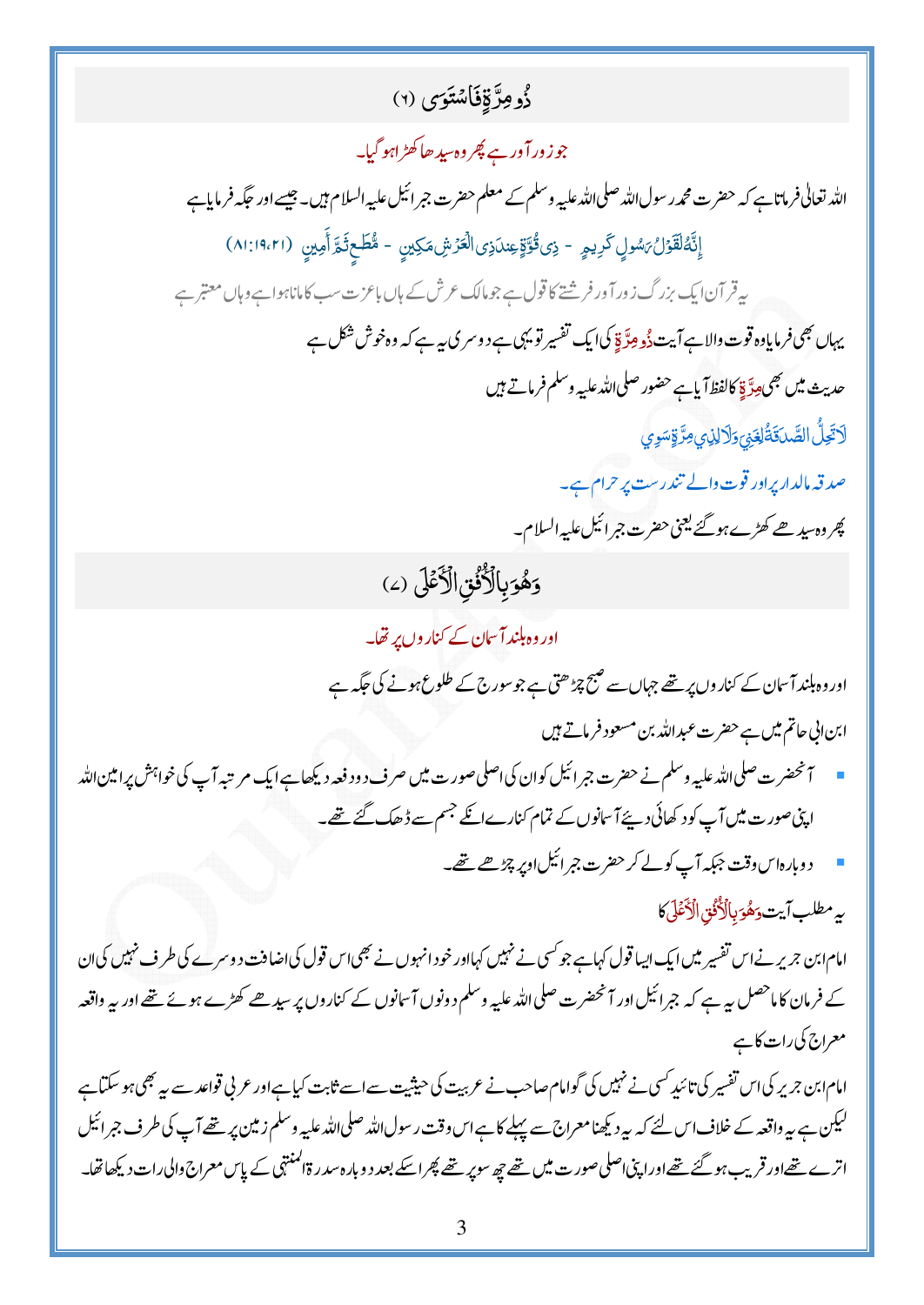## ذُو مِرَّةٍ فَاسْتَوَى (٦)

جو زور آور ہے پھر وہ سیدھا کھڑا ہو گیا۔

اللہ تعالیٰ فرماتا ہے کہ حضرت محمد رسول اللہ صلی اللہ علیہ وسلم کے معلم حضرت جبرائیل علیہ السلام ہیں۔ جیسے اور جگہ فرمایا ہے

إِنَّهُ لَقَوْلُ رَسُولٍ كَرِيمٍ - ذِي قُوَّةٍ عِندَ ذِي الْعَرْشِ مَكِينٍ - مُّطَاعٍ ثَمَّ أَمِينٍ (٨١:١٩،٢١)

یہ قرآن ایک بزرگ زور آور فرشتے کا قول ہے جو مالک عرش کے ہاں باعزت سب کا مانا ہوا ہے وہاں معتبر ہے

یہاں بھی فرمایا وہ قوت والا ہے آیت ذُو مِرَّةٍ کی ایک تفسیر تو یہی ہے دوسری یہ ہے کہ وہ خوش شکل ہے

حدیث میں بھی مِرَّةٍ کا لفظ آیا ہے حضور صلی اللہ علیہ وسلم فرماتے ہیں

لَا تَحِلُّ الصَّدَقَةُ لِغَنِيٍّ وَلَا لِذِي مِرَّةٍ سَوِيٍّ

صدقہ مالدار پر اور قوت والے تندرست پر حرام ہے۔

پھر وہ سیدھے کھڑے ہو گئے یعنی حضرت جبرائیل علیہ السلام۔

## وَهُوَ بِالْأُفُقِ الْأَعْلَى (٧)

اور وہ بلند آسمان کے کناروں پر تھا۔

اور وہ بلند آسمان کے کناروں پر تھے جہاں سے صبح چڑھتی ہے جو سورج کے طلوع ہونے کی جگہ ہے

ابن ابی حاتم میں ہے حضرت عبداللہ بن مسعود فرماتے ہیں

- آنحضرت صلی اللہ علیہ وسلم نے حضرت جبرائیل کو ان کی اصلی صورت میں صرف دو دفعہ دیکھا ہے ایک مرتبہ آپ کی خواہش پر امین اللہ اپنی صورت میں آپ کو دکھائی دیئے آسمانوں کے تمام کنارے انکے جسم سے ڈھک گئے تھے۔
- دوبارہ اس وقت جبکہ آپ کو لے کر حضرت جبرائیل اوپر چڑھے تھے۔

یہ مطلب آیت وَهُوَ بِالْأُفُقِ الْأَعْلَى کا

امام ابن جریر نے اس تفسیر میں ایک ایسا قول کہا ہے جو کسی نے نہیں کہا اور خود انہوں نے بھی اس قول کی اضافت دوسرے کی طرف نہیں کی ان کے فرمان کا ماحصل یہ ہے کہ جبرائیل اور آنحضرت صلی اللہ علیہ وسلم دونوں آسمانوں کے کناروں پر سیدھے کھڑے ہوئے تھے اور یہ واقعہ معراج کی رات کا ہے

امام ابن جریر کی اس تفسیر کی تائید کسی نے نہیں کی گو امام صاحب نے عربیت کی حیثیت سے اسے ثابت کیا ہے اور عربی قواعد سے یہ بھی ہو سکتا ہے لیکن ہے یہ واقعہ کے خلاف اس لئے کہ یہ دیکھنا معراج سے پہلے کا ہے اس وقت رسول اللہ صلی اللہ علیہ وسلم زمین پر تھے آپ کی طرف جبرائیل اترے تھے اور قریب ہو گئے تھے اور اپنی اصلی صورت میں تھے چھ سو پر تھے پھر اسکے بعد دوبارہ سدرۃ المنتہیٰ کے پاس معراج والی رات دیکھا تھا۔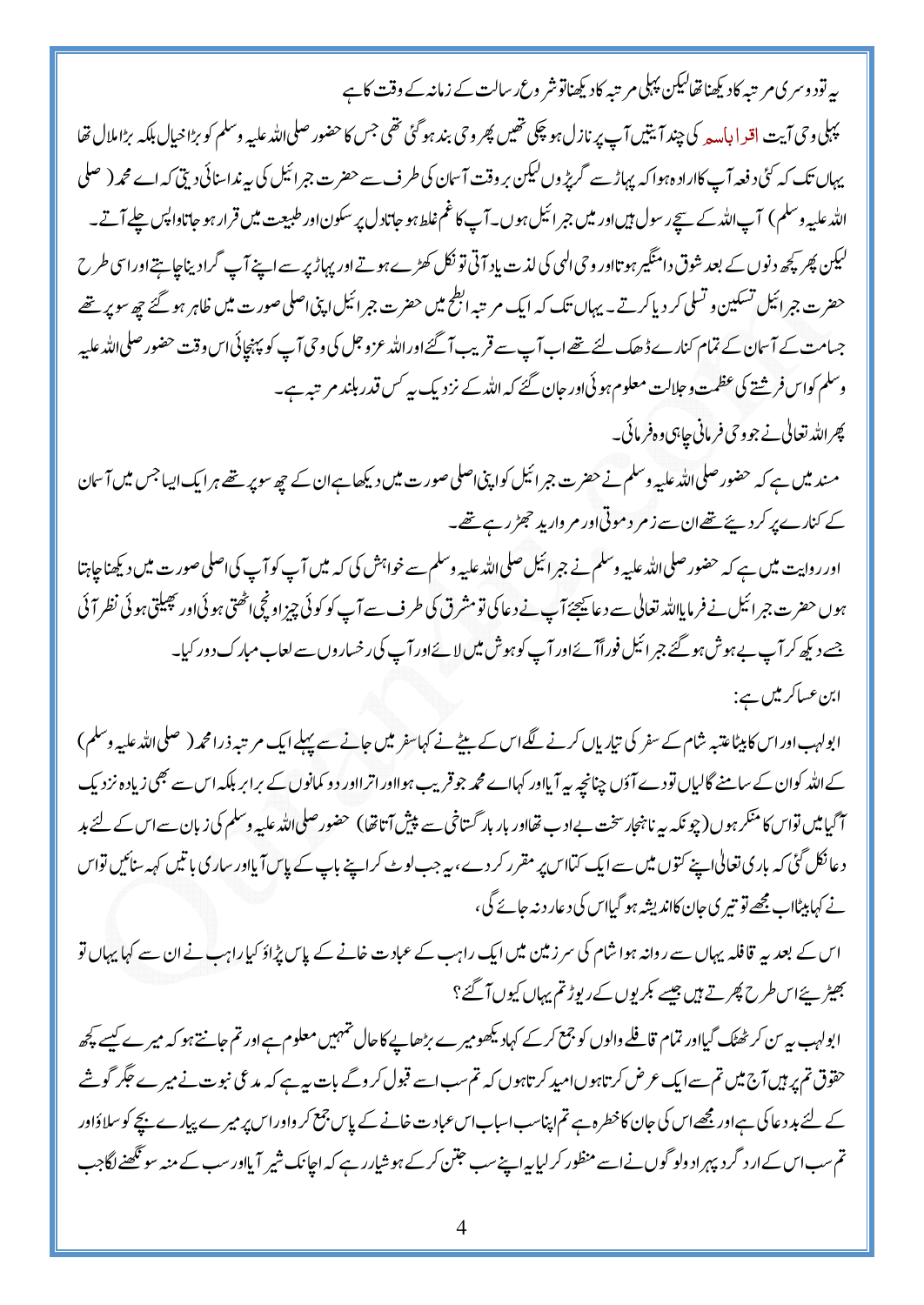یہ تو دوسری مرتبہ کا دیکھنا تھا لیکن پہلی مرتبہ کا دیکھنا تو شروع رسالت کے زمانہ کے وقت کا ہے

پہلی وحی آیت اقرا باسم کی چند آیتیں آپ پر نازل ہو چکی تھیں پھر وحی بند ہو گئی تھی جس کا حضور صلی اللہ علیہ وسلم کو بڑا خیال بلکہ بڑا ملال تھا یہاں تک کہ کئی دفعہ آپ کا ارادہ ہوا کہ پہاڑ سے گر پڑوں لیکن بروقت آسمان کی طرف سے حضرت جبرائیل کی یہ ندا سنائی دیتی کہ اے محمد (صلی اللہ علیہ وسلم) آپ اللہ کے سچے رسول ہیں اور میں جبرائیل ہوں۔ آپ کا غم غلط ہو جاتا دل پر سکون اور طبیعت میں قرار ہو جاتا واپس چلے آتے۔ لیکن پھر کچھ دنوں کے بعد شوق دامنگیر ہوتا اور وحی الہی کی لذت یاد آتی تو نکل کھڑے ہوتے اور پہاڑ پر سے اپنے آپ گرا دینا چاہتے اور اسی طرح حضرت جبرائیل تسکین و تسلی کر دیا کرتے۔ یہاں تک کہ ایک مرتبہ ابطح میں حضرت جبرائیل اپنی اصلی صورت میں ظاہر ہو گئے چھ سو پر تھے جسامت کے آسمان کے تمام کنارے ڈھک لئے تھے اب آپ سے قریب آ گئے اور اللہ عزوجل کی وحی آپ کو پہنچائی اس وقت حضور صلی اللہ علیہ وسلم کو اس فرشتے کی عظمت و جلالت معلوم ہوئی اور جان گئے کہ اللہ کے نزدیک یہ کس قدر بلند مرتبہ ہے۔

پھر اللہ تعالی نے جو وحی فرمانی چاہی وہ فرمائی۔

مسند میں ہے کہ حضور صلی اللہ علیہ وسلم نے حضرت جبرائیل کو اپنی اصلی صورت میں دیکھا ہے ان کے چھ سو پر تھے ہر ایک ایسا جس میں آسمان کے کنارے پر کر دیئے تھے ان سے زمرد موتی اور مروارید جھڑ رہے تھے۔

اور روایت میں ہے کہ حضور صلی اللہ علیہ وسلم نے جبرائیل صلی اللہ علیہ وسلم سے خواہش کی کہ میں آپ کو آپ کی اصلی صورت میں دیکھنا چاہتا ہوں حضرت جبرائیل نے فرمایا اللہ تعالی سے دعا کیجئے آپ نے دعا کی تو مشرق کی طرف سے آپ کو کوئی چیز اونچی اٹھتی ہوئی اور پھیلتی ہوئی نظر آئی جسے دیکھ کر آپ بے ہوش ہو گئے جبرائیل فوراً آئے اور آپ کو ہوش میں لائے اور آپ کی رخساروں سے لعاب مبارک دور کیا۔

ابن عساکر میں ہے:

ابولہب اور اس کا بیٹا عتبہ شام کے سفر کی تیاریاں کرنے لگے اس کے بیٹے نے کہا سفر میں جانے سے پہلے ایک مرتبہ ذرا محمد (صلی اللہ علیہ وسلم) کے اللہ کو ان کے سامنے گالیاں تو دے آؤں چنانچہ یہ آیا اور کہا اے محمد جو قریب ہوا اور اترا اور دو کمانوں کے برابر بلکہ اس سے بھی زیادہ نزدیک آ گیا میں تو اس کا منکر ہوں (چونکہ یہ ناہنجار سخت بے ادب تھا اور بار بار گستاخی سے پیش آتا تھا) حضور صلی اللہ علیہ وسلم کی زبان سے اس کے لئے بد دعا نکل گئی کہ باری تعالی اپنے کتوں میں سے ایک کتا اس پر مقرر کر دے، یہ جب لوٹ کر اپنے باپ کے پاس آیا اور ساری باتیں کہہ سنائیں تو اس نے کہا بیٹا اب مجھے تو تیری جان کا اندیشہ ہو گیا اس کی دعا رد نہ جائے گی،

اس کے بعد یہ قافلہ یہاں سے روانہ ہوا شام کی سرزمین میں ایک راہب کے عبادت خانے کے پاس پڑاؤ کیا راہب نے ان سے کہا یہاں تو بھیڑیے اس طرح پھرتے ہیں جیسے بکریوں کے ریوڑ تم یہاں کیوں آ گئے؟

ابولہب یہ سن کر ٹھٹک گیا اور تمام قافلے والوں کو جمع کر کے کہا دیکھو میرے بڑھاپے کا حال تمہیں معلوم ہے اور تم جانتے ہو کہ میرے کیسے کچھ حقوق تم پر ہیں آج میں تم سے ایک عرض کرتا ہوں امید کرتا ہوں کہ تم سب اسے قبول کرو گے بات یہ ہے کہ مدعی نبوت نے میرے جگر گوشے کے لئے بد دعا کی ہے اور مجھے اس کی جان کا خطرہ ہے تم اپنا سب اسباب اس عبادت خانے کے پاس جمع کرو اور اس پر میرے پیارے بچے کو سلاؤ اور تم سب اس کے ارد گرد پہرا دو لوگوں نے اسے منظور کر لیا یہ اپنے سب جتن کر کے ہوشیار رہے کہ اچانک شیر آیا اور سب کے منہ سونگھنے لگا جب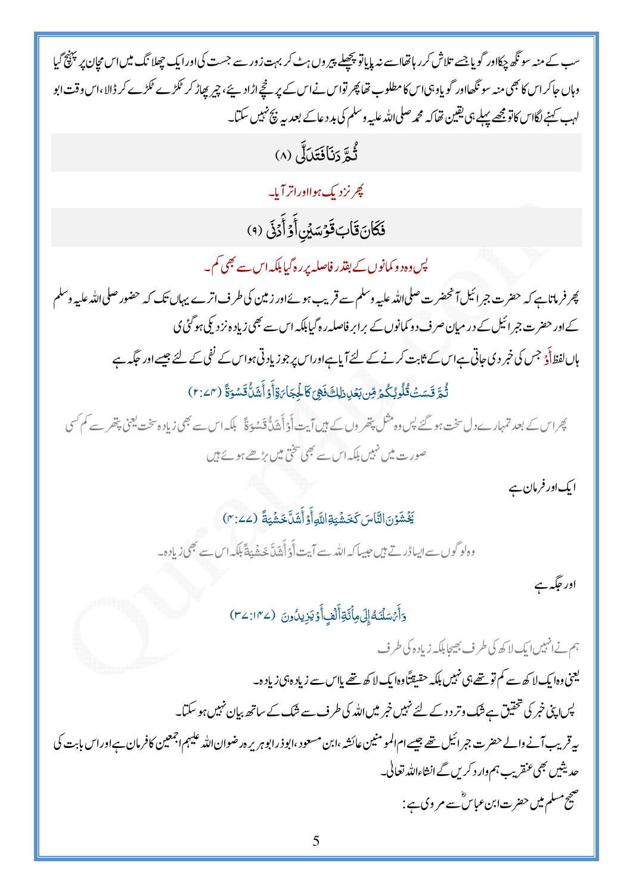سب کے منہ سونگھ چکا اور گویا جسے تلاش کر رہا تھا اسے نہ پایا تو پچھلے پیروں ہٹ کر بہت زور سے جست کی اور ایک چھلانگ میں اس مچان پر پہنچ گیا وہاں جا کر اس کا بھی منہ سونگھا اور گویا وہی اس کا مطلوب تھا پھر تو اس نے اس کے پرخچے اڑا دیئے، چیر پھاڑ کر ٹکڑے ٹکڑے کر ڈالا، اس وقت ابو لہب کہنے لگا اس کا تو مجھے پہلے ہی یقین تھا کہ محمد صلی اللہ علیہ وسلم کی بد دعا کے بعد یہ بچ نہیں سکتا۔

ثُمَّ دَنَا فَتَدَلَّىٰ (۸)

پھر نزدیک ہوا اور اتر آیا۔

فَكَانَ قَابَ قَوْسَيْنِ أَوْ أَدْنَىٰ (۹)

پس وہ دو کمانوں کے بقدر فاصلہ پر رہ گیا بلکہ اس سے بھی کم۔

پھر فرماتا ہے کہ حضرت جبرائیل آنحضرت صلی اللہ علیہ وسلم سے قریب ہوئے اور زمین کی طرف اترے یہاں تک کہ حضور صلی اللہ علیہ وسلم کے اور حضرت جبرائیل کے درمیان صرف دو کمانوں کے برابر فاصلہ رہ گیا بلکہ اس سے بھی زیادہ نزدیکی ہو گئی ی

ہاں لفظ أَوْ جس کی خبر دی جاتی ہے اس کے ثابت کرنے کے لئے آیا ہے اور اس پر جو زیادتی ہو اس کے نفی کے لئے جیسے اور جگہ ہے

ثُمَّ قَسَتْ قُلُوبُكُمْ مِّن بَعْدِ ذَٰلِكَ فَهِيَ كَالْحِجَارَةِ أَوْ أَشَدُّ قَسْوَةً (۲:۷۴)

پھر اس کے بعد تمہارے دل سخت ہو گئے پس وہ مثل پتھروں کے ہیں آیت أَوْ أَشَدُّ قَسْوَةً بلکہ اس سے بھی زیادہ سخت یعنی پتھر سے کم کسی صورت میں نہیں بلکہ اس سے بھی سختی میں بڑھے ہوئے ہیں

ایک اور فرمان ہے

يَخْشَوْنَ النَّاسَ كَخَشْيَةِ اللَّهِ أَوْ أَشَدَّ خَشْيَةً (۴:۷۷)

وہ لوگوں سے ایسا ڈرتے ہیں جیسا کہ اللہ سے آیت أَوْ أَشَدَّ خَشْيَةً بلکہ اس سے بھی زیادہ۔

اور جگہ ہے

وَأَرْسَلْنَاهُ إِلَىٰ مِائَةِ أَلْفٍ أَوْ يَزِيدُونَ (۳۷:۱۴۷)

ہم نے انہیں ایک لاکھ کی طرف بھیجا بلکہ زیادہ کی طرف

یعنی وہ ایک لاکھ سے کم تو تھے ہی نہیں بلکہ حقیقتاً وہ ایک لاکھ تھے یا اس سے زیادہ ہی زیادہ۔

پس اپنی خبر کی تحقیق ہے شک و تردد کے لئے نہیں خبر میں اللہ کی طرف سے شک کے ساتھ بیان نہیں ہو سکتا۔

یہ قریب آنے والے حضرت جبرائیل تھے جیسے ام المومنین عائشہ، ابن مسعود، ابوذر ابوہریرہ رضوان اللہ علیہم اجمعین کا فرمان ہے اور اس بابت کی حدیثیں بھی عنقریب ہم وارد کریں گے انشاءاللہ تعالیٰ۔

صحیح مسلم میں حضرت ابن عباسؓ سے مروی ہے: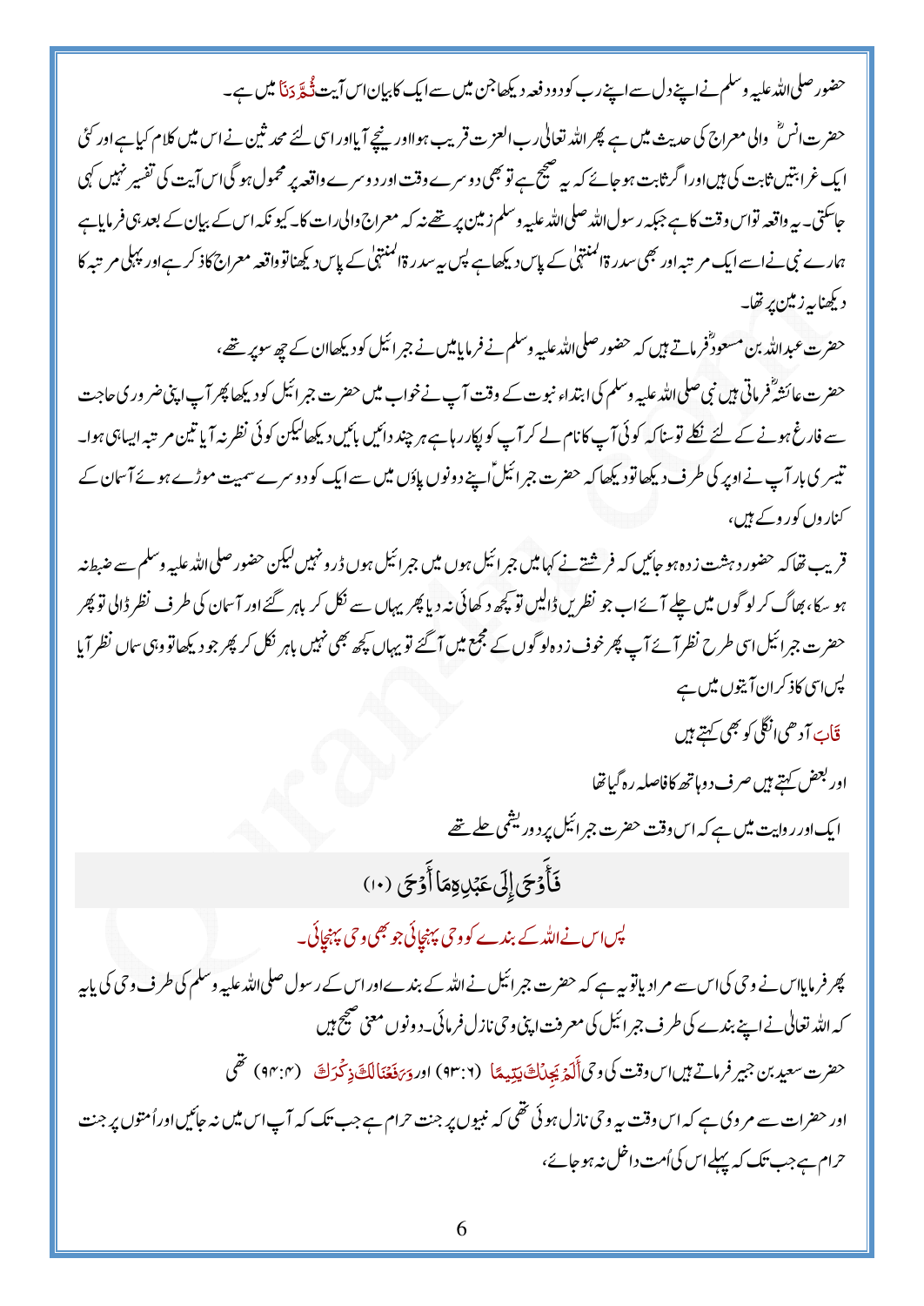حضور صلی اللہ علیہ وسلم نے اپنے دل سے اپنے رب کو دو دفعہ دیکھا جن میں سے ایک کا بیان اس آیت ثُمَّ دَنَا میں ہے۔

حضرت انسؓ والی معراج کی حدیث میں ہے پھر اللہ تعالیٰ رب العزت قریب ہوا اور نیچے آیا اور اسی لئے محدثین نے اس میں کلام کیا ہے اور کئی ایک غرابتیں ثابت کی ہیں اور اگر ثابت ہو جائے کہ یہ صحیح ہے تو بھی دوسرے وقت اور دوسرے واقعہ پر محمول ہوگی اس آیت کی تفسیر نہیں کہی جا سکتی۔ یہ واقعہ تو اس وقت کا ہے جبکہ رسول اللہ صلی اللہ علیہ وسلم زمین پر تھے نہ کہ معراج والی رات کا۔ کیونکہ اس کے بیان کے بعد ہی فرمایا ہے ہمارے نبی نے اسے ایک مرتبہ اور بھی سدرۃ المنتہیٰ کے پاس دیکھا ہے پس یہ سدرۃ المنتہیٰ کے پاس دیکھنا تو واقعہ معراج کا ذکر ہے اور پہلی مرتبہ کا دیکھنا یہ زمین پر تھا۔

حضرت عبداللہ بن مسعودؓ فرماتے ہیں کہ حضور صلی اللہ علیہ وسلم نے فرمایا میں نے جبرائیل کو دیکھا ان کے چھ سو پر تھے،

حضرت عائشہؓ فرماتی ہیں نبی صلی اللہ علیہ وسلم کی ابتداء نبوت کے وقت آپ نے خواب میں حضرت جبرائیل کو دیکھا پھر آپ اپنی ضروری حاجت سے فارغ ہونے کے لئے نکلے تو سنا کہ کوئی آپ کا نام لے کر آپ کو پکار رہا ہے ہر چند دائیں بائیں دیکھا لیکن کوئی نظر نہ آیا تین مرتبہ ایسا ہی ہوا۔ تیسری بار آپ نے اوپر کی طرف دیکھا تو دیکھا کہ حضرت جبرائیلؑ اپنے دونوں پاؤں میں سے ایک کو دوسرے سمیت موڑے ہوئے آسمان کے کناروں کو روکے ہیں،

قریب تھا کہ حضور دہشت زدہ ہو جائیں کہ فرشتے نے کہا میں جبرائیل ہوں میں جبرائیل ہوں ڈرو نہیں لیکن حضور صلی اللہ علیہ وسلم سے ضبط نہ ہو سکا، بھاگ کر لوگوں میں چلے آئے اب جو نظریں ڈالیں تو کچھ دکھائی نہ دیا پھر یہاں سے نکل کر باہر گئے اور آسمان کی طرف نظر ڈالی تو پھر حضرت جبرائیل اسی طرح نظر آئے آپ پھر خوف زدہ لوگوں کے مجمع میں آگئے تو یہاں کچھ بھی نہیں باہر نکل کر پھر جو دیکھا تو وہی سماں نظر آیا پس اسی کا ذکر ان آیتوں میں ہے

قَابَ آدھی انگلی کو بھی کہتے ہیں

اور بعض کہتے ہیں صرف دو ہاتھ کا فاصلہ رہ گیا تھا

ایک اور روایت میں ہے کہ اس وقت حضرت جبرائیل پر دو ریشمی حلے تھے

فَأَوْحَىٰ إِلَىٰ عَبْدِهِ مَا أَوْحَىٰ (۱۰)

پس اس نے اللہ کے بندے کو وحی پہنچائی جو بھی وحی پہنچائی۔

پھر فرمایا اس نے وحی کی اس سے مراد یا تو یہ ہے کہ حضرت جبرائیل نے اللہ کے بندے اور اس کے رسول صلی اللہ علیہ وسلم کی طرف وحی کی یا یہ کہ اللہ تعالیٰ نے اپنے بندے کی طرف جبرائیل کی معرفت اپنی وحی نازل فرمائی۔ دونوں معنی صحیح ہیں

حضرت سعید بن جبیر فرماتے ہیں اس وقت کی وحی أَلَمْ يَجِدْكَ يَتِيمًا (۹۳:۶) اور وَرَفَعْنَا لَكَ ذِكْرَكَ (۹۴:۴) تھی

اور حضرات سے مروی ہے کہ اس وقت یہ وحی نازل ہوئی تھی کہ نبیوں پر جنت حرام ہے جب تک کہ آپ اس میں نہ جائیں اور اُمتوں پر جنت حرام ہے جب تک کہ پہلے اس کی اُمت داخل نہ ہو جائے،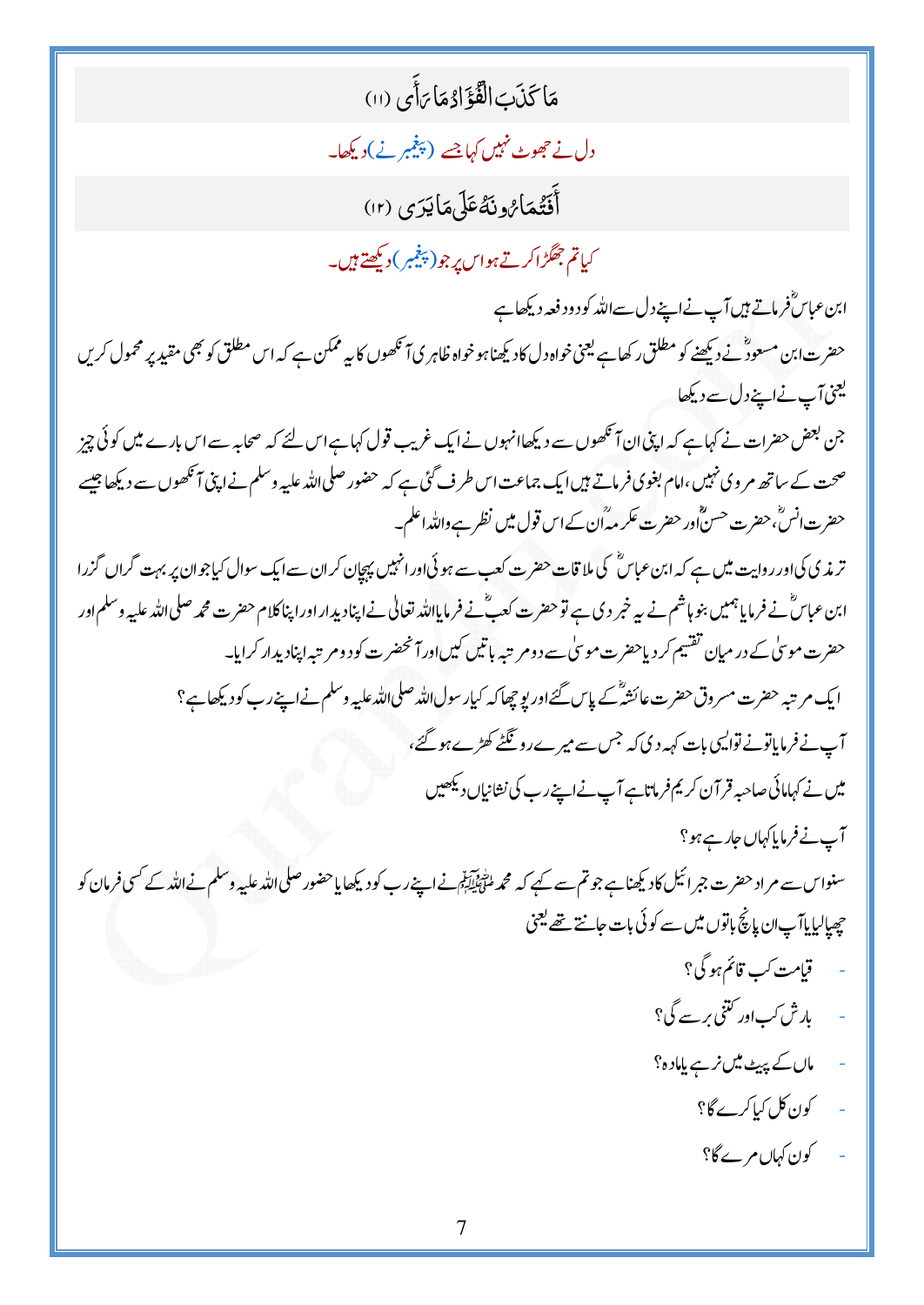مَا كَذَبَ الْفُؤَادُ مَا رَأَى (١١)

دل نے جھوٹ نہیں کہا جسے (پیغمبر نے) دیکھا۔

أَفَتُمَارُونَهُ عَلَى مَا يَرَى (١٢)

کیاتم جھگڑا کرتے ہو اس پر جو (پیغمبر) دیکھتے ہیں۔

ابن عباسؓ فرماتے ہیں آپ نے اپنے دل سے اللہ کو دو دفعہ دیکھا ہے

حضرت ابن مسعودؓ نے دیکھنے کو مطلق رکھا ہے یعنی خواہ دل کا دیکھنا ہو خواہ ظاہری آنکھوں کا یہ ممکن ہے کہ اس مطلق کو بھی مقید پر محمول کریں یعنی آپ نے اپنے دل سے دیکھا

جن بعض حضرات نے کہا ہے کہ اپنی ان آنکھوں سے دیکھا انہوں نے ایک غریب قول کہا ہے اس لئے کہ صحابہ سے اس بارے میں کوئی چیز صحت کے ساتھ مروی نہیں، امام بغوی فرماتے ہیں ایک جماعت اس طرف گئی ہے کہ حضور صلی اللہ علیہ وسلم نے اپنی آنکھوں سے دیکھا جیسے حضرت انسؓ، حضرت حسنؒ اور حضرت عکرمہؒ ان کے اس قول میں نظر ہے واللہ اعلم۔

ترمذی کی اور روایت میں ہے کہ ابن عباسؓ کی ملاقات حضرت کعب سے ہوئی اور انہیں پہچان کر ان سے ایک سوال کیا جو ان پر بہت گراں گزرا ابن عباسؓ نے فرمایا ہمیں بنو ہاشم نے یہ خبر دی ہے تو حضرت کعبؓ نے فرمایا اللہ تعالیٰ نے اپنا دیدار اور اپنا کلام حضرت محمد صلی اللہ علیہ وسلم اور حضرت موسیٰ کے درمیان تقسیم کر دیا حضرت موسیٰ سے دو مرتبہ باتیں کیں اور آنحضرت کو دو مرتبہ اپنا دیدار کرایا۔

ایک مرتبہ حضرت مسروق حضرت عائشہؓ کے پاس گئے اور پوچھا کہ کیا رسول اللہ صلی اللہ علیہ وسلم نے اپنے رب کو دیکھا ہے؟

آپ نے فرمایا تو نے تو ایسی بات کہہ دی کہ جس سے میرے رونگٹے کھڑے ہو گئے،

میں نے کہا مائی صاحبہ قرآن کریم فرماتا ہے آپ نے اپنے رب کی نشانیاں دیکھیں

آپ نے فرمایا کہاں جا رہے ہو؟

سنو اس سے مراد حضرت جبرائیل کا دیکھنا ہے جو تم سے کہے کہ محمد ﷺ نے اپنے رب کو دیکھا یا حضور صلی اللہ علیہ وسلم نے اللہ کے کسی فرمان کو چھپا لیا یا آپ ان پانچ باتوں میں سے کوئی بات جانتے تھے یعنی

- قیامت کب قائم ہو گی؟
- بارش کب اور کتنی برسے گی؟
- ماں کے پیٹ میں نر ہے یا مادہ؟
- کون کل کیا کرے گا؟
- کون کہاں مرے گا؟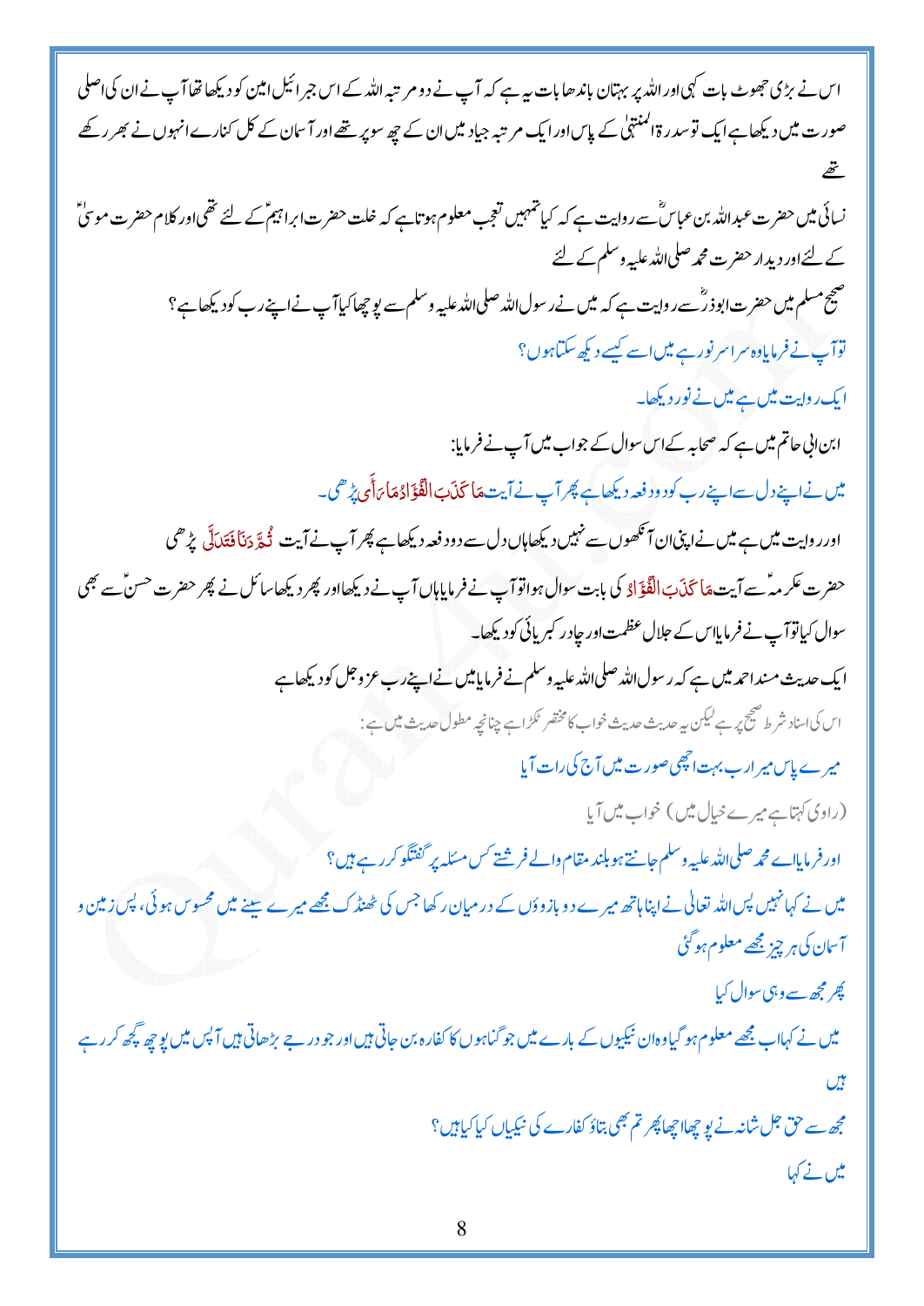اس نے بڑی جھوٹ بات کہی اور اللہ پر بہتان باندھا بات یہ ہے کہ آپ نے دو مرتبہ اللہ کے اس جبرائیل امین کو دیکھا تھا آپ نے ان کی اصلی صورت میں دیکھا ہے ایک تو سدرۃ المنتہٰی کے پاس اور ایک مرتبہ جیاد میں ان کے چھ سو پر تھے اور آسمان کے کل کنارے انہوں نے بھر رکھے تھے

نسائی میں حضرت عبداللہ بن عباسؓ سے روایت ہے کہ کیا تمہیں تعجب معلوم ہوتا ہے کہ خلت حضرت ابراہیمؑ کے لئے تھی اور کلام حضرت موسیٰؑ کے لئے اور دیدار حضرت محمد صلی اللہ علیہ وسلم کے لئے

صحیح مسلم میں حضرت ابوذرؓ سے روایت ہے کہ میں نے رسول اللہ صلی اللہ علیہ وسلم سے پوچھا کیا آپ نے اپنے رب کو دیکھا ہے؟

تو آپ نے فرمایا وہ سراسر نور ہے میں اسے کیسے دیکھ سکتا ہوں؟

ایک روایت میں ہے میں نے نور دیکھا۔

ابن ابی حاتم میں ہے کہ صحابہ کے اس سوال کے جواب میں آپ نے فرمایا:

میں نے اپنے دل سے اپنے رب کو دو دفعہ دیکھا ہے پھر آپ نے آیت مَا كَذَبَ الْفُؤَادُ مَا رَأَى پڑھی۔

اور روایت میں ہے میں نے اپنی ان آنکھوں سے نہیں دیکھا ہاں دل سے دو دفعہ دیکھا ہے پھر آپ نے آیت ثُمَّ دَنَا فَتَدَلَّى پڑھی

حضرت عکرمہؒ سے آیت مَا كَذَبَ الْفُؤَادُ کی بابت سوال ہوا تو آپ نے فرمایا ہاں آپ نے دیکھا اور پھر دیکھا سائل نے پھر حضرت حسنؒ سے بھی سوال کیا تو آپ نے فرمایا اس کے جلال عظمت اور چادر کبریائی کو دیکھا۔

ایک حدیث مسند احمد میں ہے کہ رسول اللہ صلی اللہ علیہ وسلم نے فرمایا میں نے اپنے رب عزوجل کو دیکھا ہے

اس کی اسناد شرط صحیح پر ہے لیکن یہ حدیث حدیث خواب کا مختصر ٹکڑا ہے چنانچہ مطول حدیث میں ہے:

میرے پاس میرا رب بہت اچھی صورت میں آج کی رات آیا

(راوی کہتا ہے میرے خیال میں) خواب میں آیا

اور فرمایا اے محمد صلی اللہ علیہ وسلم جانتے ہو بلند مقام والے فرشتے کس مسئلہ پر گفتگو کر رہے ہیں؟

میں نے کہا نہیں پس اللہ تعالیٰ نے اپنا ہاتھ میرے دو بازوؤں کے درمیان رکھا جس کی ٹھنڈک مجھے میرے سینے میں محسوس ہوئی، پس زمین و آسمان کی ہر چیز مجھے معلوم ہو گئی

پھر مجھ سے وہی سوال کیا

میں نے کہا اب مجھے معلوم ہو گیا وہ ان نیکیوں کے بارے میں جو گناہوں کا کفارہ بن جاتی ہیں اور جو درجے بڑھاتی ہیں آپس میں پوچھ گچھ کر رہے ہیں

مجھ سے حق جل شانہ نے پوچھا اچھا پھر تم بھی بتاؤ کفارے کی نیکیاں کیا کیا ہیں؟

میں نے کہا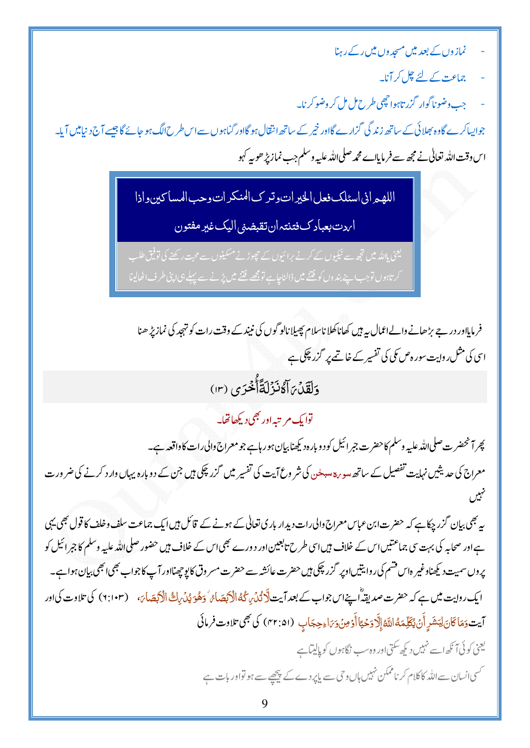- نمازوں کے بعد میں مسجدوں میں رکے رہنا
- جماعت کے لئے چل کر آنا۔
- جب وضو ناگوار گزرتا ہوا چھی طرح مل مل کر وضو کرنا۔

جوایسا کرے گاوہ بھلائی کے ساتھ زندگی گزارے گااور خیر کے ساتھ انتقال ہوگااور گناہوں سے اس طرح الگ ہوجائے گا جیسے آج دنیا میں آیا۔

اس وقت اللہ تعالیٰ نے مجھ سے فرمایااے محمد صلی اللہ علیہ وسلم جب نماز پڑھو یہ کہو

> اللھم انی اسئلک فعل الخیرات وترک المنکرات وحب المساکین واذا اردت بعبادک فتنتہ ان تقبضنی الیک غیر مفتون
>
> یعنی یااللہ میں تجھ سے نیکیوں کے کرنے برائیوں کے چھوڑنے مسکینوں سے محبت رکھنے کی توفیق طلب کرتا ہوں توجب اپنے بندوں کو فتنے میں ڈالنا چاہے تو مجھے فتنے میں پڑنے سے پہلے ہی اپنی طرف اٹھالینا

فرمایااور درجے بڑھانے والے اعمال یہ ہیں کھانا کھلانا سلام پھیلانا لوگوں کی نیند کے وقت رات کو تہجد کی نماز پڑھنا

اسی کی مثل روایت سورہ ص مکی کی تفسیر کے خاتمے پر گزر چکی ہے

وَلَقَدۡ رَءَاهُ نَزۡلَةً أُخۡرَىٰ (۱۳)

تو ایک مرتبہ اور بھی دیکھا تھا۔

پھر آنحضرت صلی اللہ علیہ وسلم کا حضرت جبرائیل کو دوبارہ دیکھنا بیان ہو رہا ہے جو معراج والی رات کا واقعہ ہے۔

معراج کی حدیثیں نہایت تفصیل کے ساتھ سورہ سبحٰن کی شروع آیت کی تفسیر میں گزر چکی ہیں جن کے دوبارہ یہاں وارد کرنے کی ضرورت نہیں

یہ بھی بیان گزر چکا ہے کہ حضرت ابن عباس معراج والی رات دیدار باری تعالیٰ کے ہونے کے قائل ہیں ایک جماعت سلف وخلف کا قول بھی یہی ہے اور صحابہ کی بہت سی جماعتیں اس کے خلاف ہیں اسی طرح تابعین اور دورے بھی اس کے خلاف ہیں حضور صلی اللہ علیہ وسلم کا جبرائیل کو پروں سمیت دیکھنا وغیرہ اس قسم کی روایتیں اوپر گزر چکی ہیں حضرت عائشہ سے حضرت مسروق کا پوچھنا اور آپ کا جواب بھی ابھی بیان ہوا ہے۔

ایک روایت میں ہے کہ حضرت صدیقہؓ نے اپنے اس جواب کے بعد آیت لَّا تُدۡرِكُهُ ٱلۡأَبۡصَٰرُ وَهُوَ يُدۡرِكُ ٱلۡأَبۡصَٰرَ، (۶:۱۰۳) کی تلاوت کی اور آیت وَمَا كَانَ لِبَشَرٍ أَن يُكَلِّمَهُ ٱللَّهُ إِلَّا وَحۡيًا أَوۡ مِن وَرَآءِ حِجَابٍ (۴۲:۵۱) کی بھی تلاوت فرمائی

یعنی کوئی آنکھ اسے نہیں دیکھ سکتی اور وہ سب نگاہوں کو پالیتا ہے

کسی انسان سے اللہ کا کلام کرنا ممکن نہیں ہاں وحی سے یا پردے کے پیچھے سے ہو تو اور بات ہے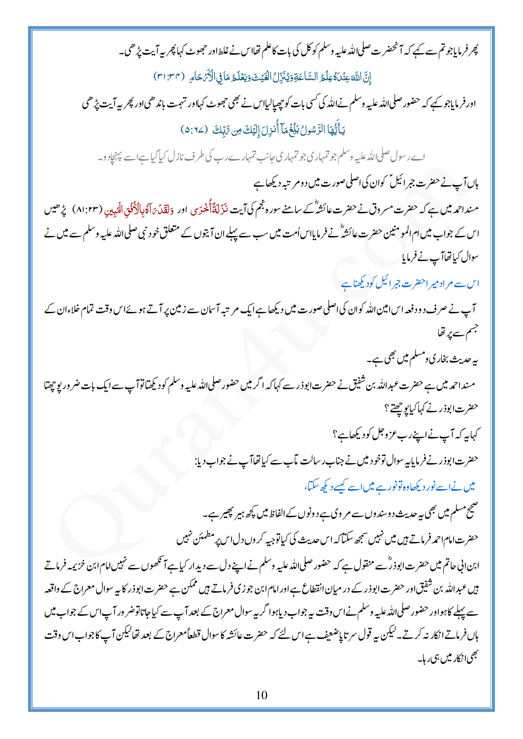پھر فرمایا جو تم سے کہے کہ آنحضرت صلی اللہ علیہ وسلم کو کل کی بات کا علم تھا اس نے غلط اور جھوٹ کہا پھر یہ آیت پڑھی۔

إِنَّ اللَّهَ عِندَهُ عِلْمُ السَّاعَةِ وَيُنَزِّلُ الْغَيْثَ وَيَعْلَمُ مَا فِي الْأَرْحَامِ (۳۱:۳۴)

اور فرمایا جو کہے کہ حضور صلی اللہ علیہ وسلم نے اللہ کی کسی بات کو چھپا لیا اس نے بھی جھوٹ کہا اور تہمت باندھی اور پھر یہ آیت پڑھی

يَأَيُّهَا الرَّسُولُ بَلِّغْ مَآ أُنزِلَ إِلَيْكَ مِن رَّبِّكَ (۵:۶۷)

اے رسول صلی اللہ علیہ وسلم جو تمہاری جو تمہاری جانب تمہارے رب کی طرف نازل کیا گیا ہے اسے پہنچا دو۔

ہاں آپ نے حضرت جبرائیلؑ کو ان کی اصلی صورت میں دو مرتبہ دیکھا ہے

مسند احمد میں ہے کہ حضرت مسروق نے حضرت عائشہؓ کے سامنے سورہ نجم کی آیت نَزْلَةً أُخْرَىٰ اور وَلَقَدْ رَآهُ بِالْأُفُقِ الْمُبِينِ (۸۱:۲۳) پڑھیں اس کے جواب میں ام المومنین حضرت عائشہؓ نے فرمایا اس اُمت میں سب سے پہلے ان آیتوں کے متعلق خود نبی صلی اللہ علیہ وسلم سے میں نے سوال کیا تھا آپ نے فرمایا

اس سے مراد میرا حضرت جبرائیل کو دیکھنا ہے

آپ نے صرف دو دفعہ اس امین اللہ کو ان کی اصلی صورت میں دیکھا ہے ایک مرتبہ آسمان سے زمین پر آتے ہوئے اس وقت تمام خلاء ان کے جسم سے پر تھا

یہ حدیث بخاری و مسلم میں بھی ہے۔

مسند احمد میں ہے حضرت عبداللہ بن شقیق نے حضرت ابوذر سے کہا کہ اگر میں حضور صلی اللہ علیہ وسلم کو دیکھتا تو آپ سے ایک بات ضرور پوچھتا

حضرت ابوذر نے کہا کیا پوچھتے ؟

کہا یہ کہ آپ نے اپنے رب عزوجل کو دیکھا ہے؟

حضرت ابوذر نے فرمایا یہ سوال تو خود میں نے جناب رسالت مآب سے کیا تھا آپ نے جواب دیا:

میں نے اسے نور دیکھا وہ تو نور ہے میں اسے کیسے دیکھ سکتا،

صحیح مسلم میں بھی یہ حدیث دو سندوں سے مروی ہے دونوں کے الفاظ میں کچھ ہیر پھیر ہے۔

حضرت امام احمد فرماتے ہیں میں نہیں سمجھ سکتا کہ اس حدیث کی کیا توجیہ کروں دل اس پر مطمئن نہیں

ابن ابی حاتم میں حضرت ابوذرؓ سے منقول ہے کہ حضور صلی اللہ علیہ وسلم نے اپنے دل سے دیدار کیا ہے آنکھوں سے نہیں امام ابن خزیمہ فرماتے ہیں عبداللہ بن شقیق اور حضرت ابوذر کے درمیان انقطاع ہے اور امام ابن جوزی فرماتے ہیں ممکن ہے حضرت ابوذر کا یہ سوال معراج کے واقعہ سے پہلے کا ہو اور حضور صلی اللہ علیہ وسلم نے اس وقت یہ جواب دیا ہو اگر یہ سوال معراج کے بعد آپ سے کیا جاتا تو ضرور آپ اس کے جواب میں ہاں فرماتے انکار نہ کرتے۔ لیکن یہ قول سر تا پا ضعیف ہے اس لئے کہ حضرت عائشہ کا سوال قطعاً معراج کے بعد تھا لیکن آپ کا جواب اس وقت بھی انکار میں ہی رہا۔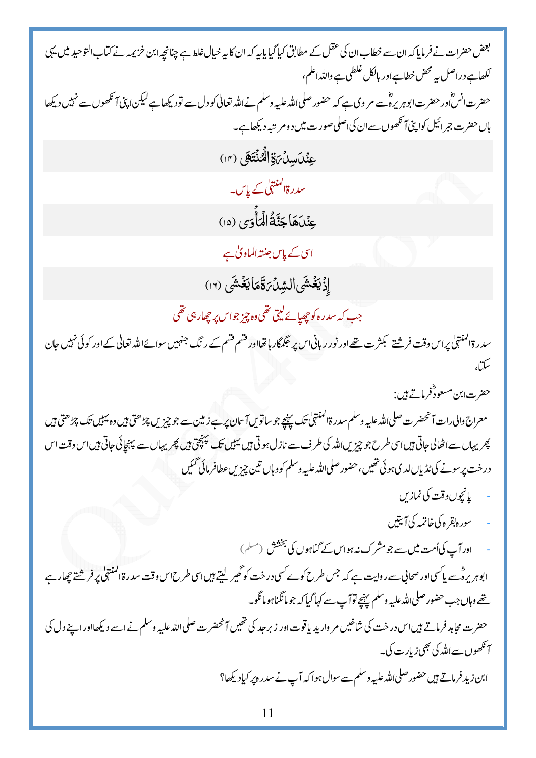بعض حضرات نے فرمایا کہ ان سے خطاب ان کی عقل کے مطابق کیا گیا یا یہ کہ ان کا یہ خیال غلط ہے چنانچہ ابن خزیمہ نے کتاب التوحید میں یہی لکھا ہے دراصل یہ محض خطا ہے اور بالکل غلطی ہے واللہ اعلم،

حضرت انسؓ اور حضرت ابوہریرہؓ سے مروی ہے کہ حضور صلی اللہ علیہ وسلم نے اللہ تعالی کو دل سے تو دیکھا ہے لیکن اپنی آنکھوں سے نہیں دیکھا ہاں حضرت جبرائیل کو اپنی آنکھوں سے ان کی اصلی صورت میں دو مرتبہ دیکھا ہے۔

عِنْدَ سِدْرَةِ الْمُنْتَهٰى (۱۴)

سدرۃ المنتہی کے پاس۔

عِنْدَهَا جَنَّةُ الْمَأْوٰى (۱۵)

اسی کے پاس جنتہ الماویٰ ہے

إِذْ يَغْشَى السِّدْرَةَ مَا يَغْشٰى (۱۶)

جب کہ سدرہ کو چھپائے لیتی تھی وہ چیز جو اس پر چھا رہی تھی

سدرۃ المنتہٰی پر اس وقت فرشتے بکثرت تھے اور نور ربانی اس پر جگمگا رہا تھا اور قسم قسم کے رنگ جنہیں سوائے اللہ تعالی کے اور کوئی نہیں جان سکتا،

حضرت ابن مسعودؓ فرماتے ہیں:

معراج والی رات آنحضرت صلی اللہ علیہ وسلم سدرۃ المنتہٰی تک پہنچے جو ساتویں آسمان پر ہے زمین سے جو چیزیں چڑھتی ہیں وہ یہیں تک چڑھتی ہیں پھر یہاں سے اٹھالی جاتی ہیں اسی طرح جو چیزیں اللہ کی طرف سے نازل ہوتی ہیں یہیں تک پہنچتی ہیں پھر یہاں سے پہنچائی جاتی ہیں اس وقت اس درخت پر سونے کی ٹڈیاں لدی ہوئی تھیں، حضور صلی اللہ علیہ وسلم کو وہاں تین چیزیں عطا فرمائی گئیں

- پانچوں وقت کی نمازیں
- سورہ بقرہ کی خاتمہ کی آیتیں
- اور آپ کی اُمت میں سے جو مشرک نہ ہو اس کے گناہوں کی بخشش (مسلم)

ابوہریرہؓ سے یا کسی اور صحابی سے روایت ہے کہ جس طرح کوے کسی درخت کو گھیر لیتے ہیں اسی طرح اس وقت سدرۃ المنتہٰی پر فرشتے چھا رہے تھے وہاں جب حضور صلی اللہ علیہ وسلم پہنچے تو آپ سے کہا گیا کہ جو مانگنا ہو مانگو۔

حضرت مجاہد فرماتے ہیں اس درخت کی شاخیں مروارید یاقوت اور زبرجد کی تھیں آنحضرت صلی اللہ علیہ وسلم نے اسے دیکھا اور اپنے دل کی آنکھوں سے اللہ کی بھی زیارت کی۔

ابن زید فرماتے ہیں حضور صلی اللہ علیہ وسلم سے سوال ہوا کہ آپ نے سدرہ پر کیا دیکھا؟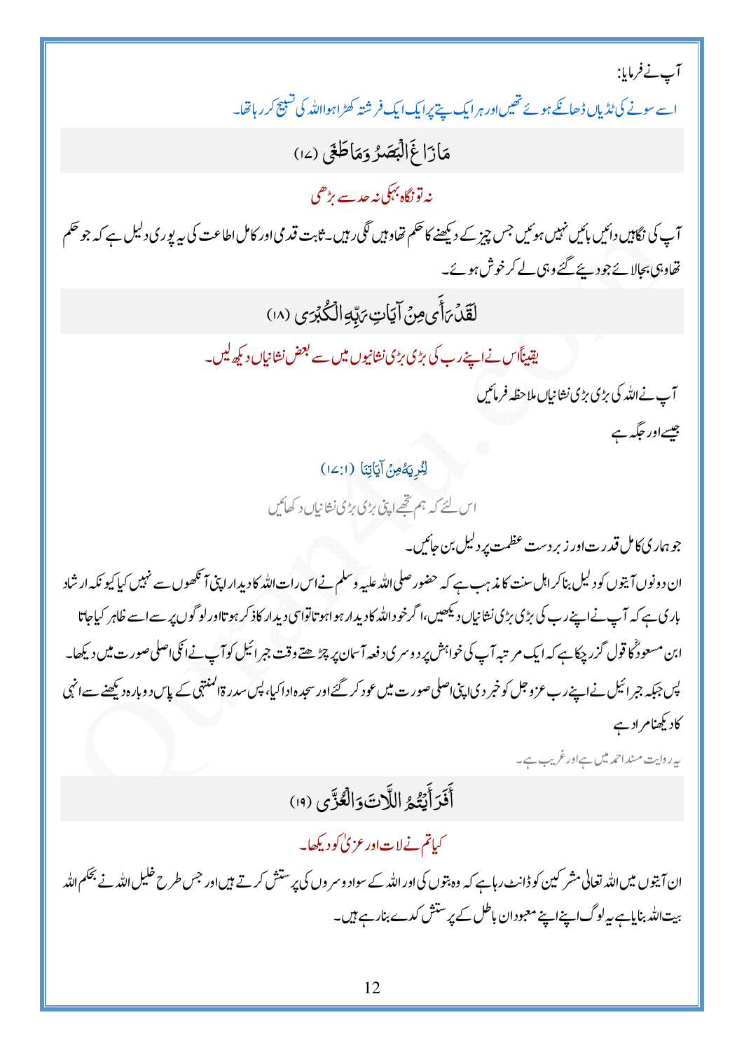آپ نے فرمایا:

اسے سونے کی ٹڈیاں ڈھانکے ہوئے تھیں اور ہر ایک پتے پر ایک ایک فرشتہ کھڑا ہوا اللہ کی تسبیح کر رہا تھا۔

## مَا زَاغَ الْبَصَرُ وَمَا طَغَى (۱۷)

نہ تو نگاہ بہکی نہ حد سے بڑھی

آپ کی نگاہیں دائیں بائیں نہیں ہوئیں جس چیز کے دیکھنے کا حکم تھا وہیں لگی رہیں۔ ثابت قدمی اور کامل اطاعت کی یہ پوری دلیل ہے کہ جو حکم تھا وہی بجا لائے جو دیئے گئے وہی لے کر خوش ہوئے۔

## لَقَدْ رَأَى مِنْ آيَاتِ رَبِّهِ الْكُبْرَى (۱۸)

یقیناً اس نے اپنے رب کی بڑی بڑی نشانیوں میں سے بعض نشانیاں دیکھ لیں۔

آپ نے اللہ کی بڑی بڑی نشانیاں ملاحظہ فرمائیں

جیسے اور جگہ ہے

لِنُرِيَهُ مِنْ آيَاتِنَا (۱۷:۱)

اس لئے کہ ہم تجھے اپنی بڑی بڑی نشانیاں دکھائیں

جو ہماری کامل قدرت اور زبردست عظمت پر دلیل بن جائیں۔

ان دونوں آیتوں کو دلیل بنا کر اہل سنت کا مذہب ہے کہ حضور صلی اللہ علیہ وسلم نے اس رات اللہ کا دیدار اپنی آنکھوں سے نہیں کیا کیونکہ ارشاد باری ہے کہ آپ نے اپنے رب کی بڑی بڑی نشانیاں دیکھیں، اگر خود اللہ کا دیدار ہوا ہوتا تو اسی دیدار کا ذکر ہوتا اور لوگوں پر سے اسے ظاہر کیا جاتا

ابن مسعودؓ کا قول گزر چکا ہے کہ ایک مرتبہ آپ کی خواہش پر دوسری دفعہ آسمان پر چڑھتے وقت جبرائیل کو آپ نے انکی اصلی صورت میں دیکھا۔ پس جبکہ جبرائیل نے اپنے رب عزوجل کو خبر دی اپنی اصلی صورت میں عود کر گئے اور سجدہ ادا کیا، پس سدرۃ المنتہی کے پاس دوبارہ دیکھنے سے انہی کا دیکھنا مراد ہے

یہ روایت مسند احمد میں ہے اور غریب ہے۔

## أَفَرَأَيْتُمُ اللَّاتَ وَالْعُزَّى (۱۹)

کیا تم نے لات اور عزیٰ کو دیکھا۔

ان آیتوں میں اللہ تعالیٰ مشرکین کو ڈانٹ رہا ہے کہ وہ بتوں کی اور اللہ کے سوا دوسروں کی پرستش کرتے ہیں اور جس طرح خلیل اللہ نے بحکم اللہ بیت اللہ بنایا ہے یہ لوگ اپنے اپنے معبودان باطل کے پرستش کدے بنا رہے ہیں۔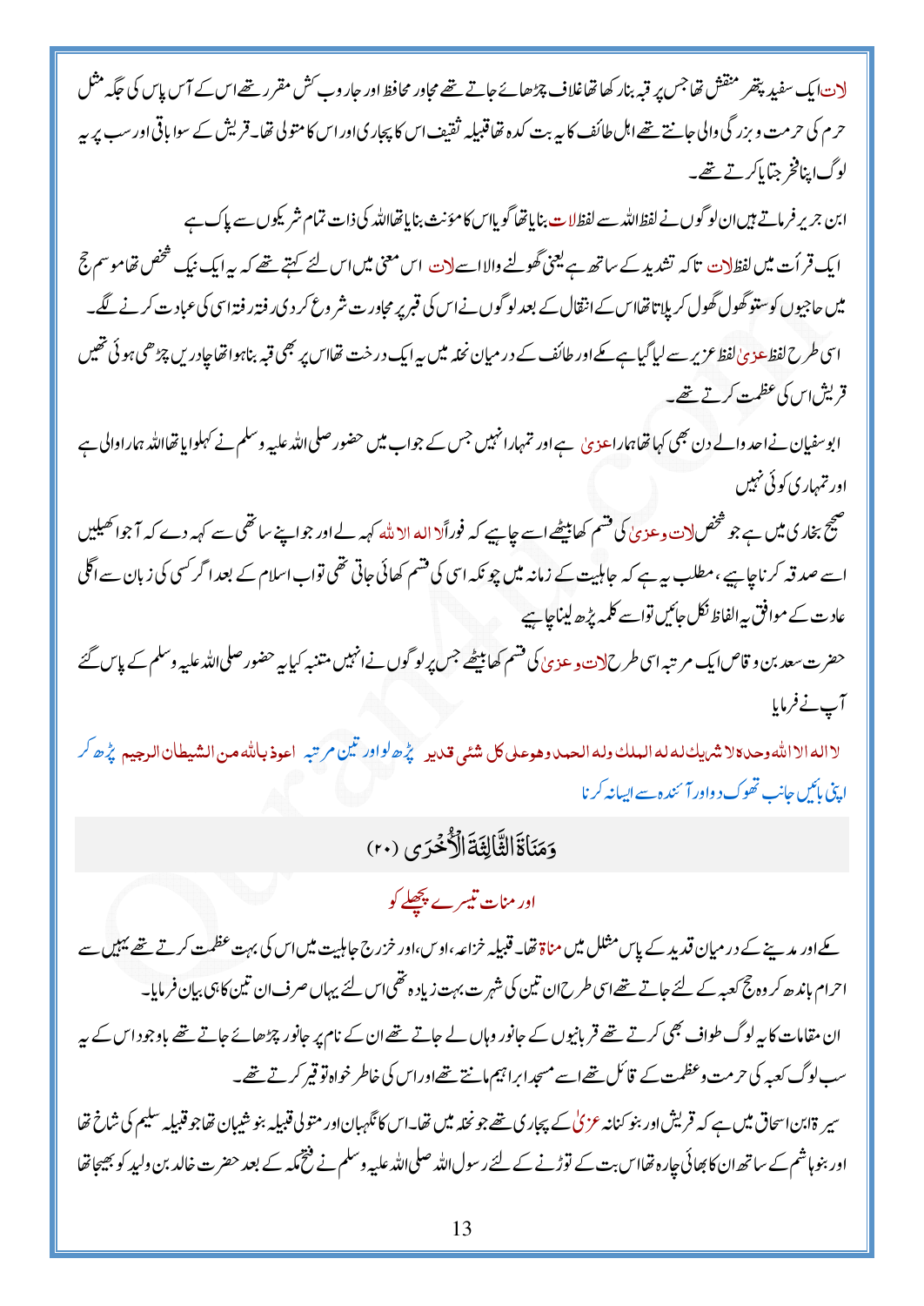لات ایک سفید پتھر منقش تھا جس پر قبہ بنا رکھا تھا غلاف چڑھائے جاتے تھے مجاور محافظ اور جاروب کش مقرر تھے اس کے آس پاس کی جگہ مثل حرم کی حرمت و بزرگی والی جانتے تھے اہل طائف کا یہ بت کدہ تھا قبیلہ ثقیف اس کا پجاری اور اس کا متولی تھا۔ قریش کے سوا باقی اور سب پر یہ لوگ اپنا فخر جتایا کرتے تھے۔

ابن جریر فرماتے ہیں ان لوگوں نے لفظ اللہ سے لفظ لات بنایا تھا گویا اس کا مؤنث بنایا تھا اللہ کی ذات تمام شریکوں سے پاک ہے

ایک قرأت میں لفظ لات تاکہ تشدید کے ساتھ ہے یعنی گھولنے والا اسے لات اس معنی میں اس لئے کہتے تھے کہ یہ ایک نیک شخص تھا موسم حج میں حاجیوں کو ستو گھول گھول کر پلاتا تھا اس کے انتقال کے بعد لوگوں نے اس کی قبر پر مجاورت شروع کردی رفتہ رفتہ اسی کی عبادت کرنے لگے۔

اسی طرح لفظ عزیٰ لفظ عزیز سے لیا گیا ہے مکے اور طائف کے درمیان نخلہ میں یہ ایک درخت تھا اس پر بھی قبہ بنا ہوا تھا چادریں چڑھی ہوئی تھیں قریش اس کی عظمت کرتے تھے۔

ابو سفیان نے احد والے دن بھی کہا تھا ہمارا عزیٰ ہے اور تمہارا نہیں جس کے جواب میں حضور صلی اللہ علیہ وسلم نے کہلوایا تھا اللہ ہمارا والی ہے اور تمہاری کوئی نہیں

صحیح بخاری میں ہے جو شخص لات و عزیٰ کی قسم کھا بیٹھے اسے چاہیے کہ فوراً لا الہ الا اللہ کہہ لے اور جو اپنے ساتھی سے کہہ دے کہ آجوا کھیلیں اسے صدقہ کرنا چاہیے، مطلب یہ ہے کہ جاہلیت کے زمانہ میں چونکہ اسی کی قسم کھائی جاتی تھی تو اب اسلام کے بعد اگر کسی کی زبان سے اگلی عادت کے موافق یہ الفاظ نکل جائیں تو اسے کلمہ پڑھ لینا چاہیے

حضرت سعد بن وقاص ایک مرتبہ اسی طرح لات و عزیٰ کی قسم کھا بیٹھے جس پر لوگوں نے انہیں متنبہ کیا یہ حضور صلی اللہ علیہ وسلم کے پاس گئے آپ نے فرمایا

لا الہ الا اللہ وحدہ لا شریك لہ لہ الملك ولہ الحمد وھو علی كل شئی قدیر پڑھ لو اور تین مرتبہ اعوذ باللہ من الشیطان الرجیم پڑھ کر اپنی بائیں جانب تھوک دو اور آئندہ سے ایسا نہ کرنا

## وَمَنَاةَ الثَّالِثَةَ الْأُخْرَى (۲۰)

### اور منات تیسرے پچھلے کو

مکے اور مدینے کے درمیان قدید کے پاس مشلل میں مناۃ تھا۔ قبیلہ خزاعہ، اوس، اور خزرج جاہلیت میں اس کی بہت عظمت کرتے تھے یہیں سے احرام باندھ کر وہ حج کعبہ کے لئے جاتے تھے اسی طرح ان تین کی شہرت بہت زیادہ تھی اس لئے یہاں صرف ان تین کا ہی بیان فرمایا۔

ان مقامات کا یہ لوگ طواف بھی کرتے تھے قربانیوں کے جانور وہاں لے جاتے تھے ان کے نام پر جانور چڑھائے جاتے تھے باوجود اس کے یہ سب لوگ کعبہ کی حرمت و عظمت کے قائل تھے اسے مسجد ابراہیم مانتے تھے اور اس کی خاطر خواہ توقیر کرتے تھے۔

سیرۃ ابن اسحاق میں ہے کہ قریش اور بنو کنانہ عزیٰ کے پجاری تھے جو نخلہ میں تھا۔ اس کا نگہبان اور متولی قبیلہ بنو شیبان تھا جو قبیلہ سلیم کی شاخ تھا اور بنو ہاشم کے ساتھ ان کا بھائی چارہ تھا اس بت کے توڑنے کے لئے رسول اللہ صلی اللہ علیہ وسلم نے فتح مکہ کے بعد حضرت خالد بن ولید کو بھیجا تھا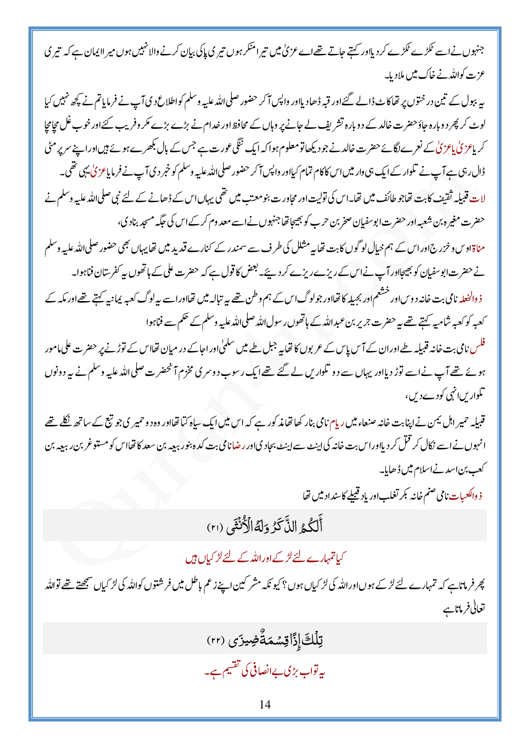جنہوں نے اسے ٹکڑے ٹکڑے کر دیا اور کہتے جاتے تھے اے عزیٰ میں تیرا منکر ہوں تیری پاکی بیان کرنے والا نہیں ہوں میرا ایمان ہے کہ تیری عزت کو اللہ نے خاک میں ملا دیا۔

یہ ببول کے تین درختوں پر تھا کاٹ ڈالے گئے اور قبہ ڈھا دیا اور واپس آکر حضور صلی اللہ علیہ وسلم کو اطلاع دی آپ نے فرمایا تم نے کچھ نہیں کیا لوٹ کر پھر دوبارہ جاؤ حضرت خالد کے دوبارہ تشریف لے جانے پر وہاں کے محافظ اور خدام نے بڑے بڑے مکر و فریب کئے اور خوب غل مچا مچا کر یا عزیٰ یا عزیٰ کے نعرے لگائے حضرت خالد نے جو دیکھا تو معلوم ہوا کہ ایک ننگی عورت ہے جس کے بال بکھرے ہوئے ہیں اور اپنے سر پر مٹی ڈال رہی ہے آپ نے تلوار کے ایک ہی وار میں اس کا کام تمام کیا اور واپس آکر حضور صلی اللہ علیہ وسلم کو خبر دی آپ نے فرمایا عزیٰ یہی تھی۔

لات قبیلہ ثقیف کا بت تھا جو طائف میں تھا۔ اس کی تولیت اور مجاورت بنو معتب میں تھی یہاں اس کے ڈھانے کے لئے نبی صلی اللہ علیہ وسلم نے حضرت مغیرہ بن شعبہ اور حضرت ابوسفیان صخر بن حرب کو بھیجا تھا جنہوں نے اسے معدوم کر کے اس کی جگہ مسجد بنا دی،

مناۃ اوس و خزرج اور اس کے ہم خیال لوگوں کا بت تھا یہ مثلل کی طرف سے سمندر کے کنارے قدید میں تھا یہاں بھی حضور صلی اللہ علیہ وسلم نے حضرت ابوسفیان کو بھیجا اور آپ نے اس کے ریزے ریزے کر دیئے۔ بعض کا قول ہے کہ حضرت علی کے ہاتھوں یہ کفرستان فنا ہوا۔

ذوالخلصہ نامی بت خانہ دوس اور خثعم اور بجیلہ کا تھا اور جو لوگ اس کے ہم وطن تھے یہ تبالہ میں تھا اور اسے یہ لوگ کعبہ یمانیہ کہتے تھے اور مکہ کے کعبہ کو کعبہ شامیہ کہتے تھے یہ حضرت جریر بن عبداللہ کے ہاتھوں رسول اللہ صلی اللہ علیہ وسلم کے حکم سے فنا ہوا

فلس نامی بت خانہ قبیلہ طے اور ان کے آس پاس کے عربوں کا تھا یہ جبل طے میں سلمیٰ اور اجاکے درمیان تھا اس کے توڑنے پر حضرت علی مامور ہوئے تھے آپ نے اسے توڑ دیا اور یہاں سے دو تلواریں لے گئے تھے ایک رسوب دوسری مخزم آنحضرت صلی اللہ علیہ وسلم نے یہ دونوں تلواریں انہی کو دے دیں،

قبیلہ حمیر اہل یمن نے اپنا بت خانہ صنعاء میں ریام نامی بنار کھا تھا مذکور ہے کہ اس میں ایک سیاہ کتا تھا اور وہ دو حمیری جو تبع کے ساتھ نکلے تھے انہوں نے اسے نکال کر قتل کر دیا اور اس بت خانہ کی اینٹ سے اینٹ بجا دی اور رضا نامی بت کدہ بنو ربیعہ بن سعد کا تھا اس کو مستوغر بن ربیعہ بن کعب بن اسد نے اسلام میں ڈھایا۔

ذوالکعبات نامی صنم خانہ بکر تغلب اور یاد قبیلے کا سنداد میں تھا

أَلَكُمُ الذَّكَرُ وَلَهُ الْأُنثَىٰ (٢١)

کیا تمہارے لئے لڑکے اور اللہ کے لئے لڑکیاں ہیں

پھر فرماتا ہے کہ تمہارے لئے لڑکے ہوں اور اللہ کی لڑکیاں ہوں؟ کیونکہ مشرکین اپنے زعم باطل میں فرشتوں کو اللہ کی لڑکیاں سمجھتے تھے تو اللہ تعالیٰ فرماتا ہے

تِلْكَ إِذًا قِسْمَةٌ ضِيزَىٰ (٢٢)

یہ تو اب بڑی بے انصافی کی تقسیم ہے۔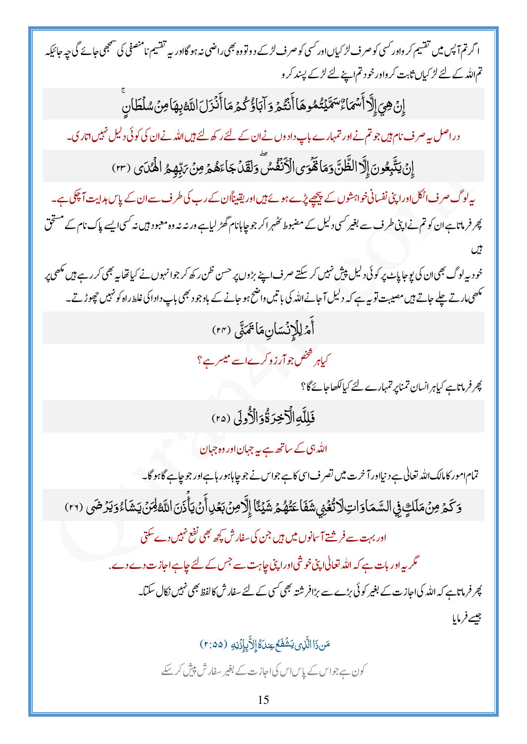اگر تم آپس میں تقسیم کرو اور کسی کو صرف لڑکیاں اور کسی کو صرف لڑکے دو تو وہ بھی راضی نہ ہوگا اور یہ تقسیم نا منصفی کی سمجھی جائے گی چہ جائیکہ تم اللہ کے لئے لڑکیاں ثابت کرو اور خود تم اپنے لئے لڑکے پسند کرو

إِنْ هِيَ إِلَّا أَسْمَاءٌ سَمَّيْتُمُوهَا أَنْتُمْ وَآبَاؤُكُمْ مَا أَنْزَلَ اللَّهُ بِهَا مِنْ سُلْطَانٍ

دراصل یہ صرف نام ہیں جو تم نے اور تمہارے باپ دادوں نے ان کے لئے رکھ لئے ہیں اللہ نے ان کی کوئی دلیل نہیں اتاری۔

إِنْ يَتَّبِعُونَ إِلَّا الظَّنَّ وَمَا تَهْوَى الْأَنْفُسُ ۖ وَلَقَدْ جَاءَهُمْ مِنْ رَبِّهِمُ الْهُدَىٰ (٢٣)

یہ لوگ صرف اٹکل اور اپنی نفسانی خواہشوں کے پیچھے پڑے ہوئے ہیں اور یقیناً ان کے رب کی طرف سے ان کے پاس ہدایت آچکی ہے۔

پھر فرماتا ہے ان کو تم نے اپنی طرف سے بغیر کسی دلیل کے مضبوط ٹھہرا کر جو چاہا نام گھڑ لیا ہے ورنہ نہ وہ معبود ہیں نہ کسی ایسے پاک نام کے مستحق ہیں

خود یہ لوگ بھی ان کی پوجا پاٹ پر کوئی دلیل پیش نہیں کر سکتے صرف اپنے بڑوں پر حسن ظن رکھ کر جو انہوں نے کیا تھا یہ بھی کر رہے ہیں مکھی پر مکھی مارتے چلے جاتے ہیں مصیبت تو یہ ہے کہ دلیل آجانے اللہ کی باتیں واضح ہو جانے کے باوجود بھی باپ دادا کی غلط راہ کو نہیں چھوڑتے۔

أَمْ لِلْإِنْسَانِ مَا تَمَنَّىٰ (٢٤)

کیا ہر شخص جو آرزو کرے اسے میسر ہے؟

پھر فرماتا ہے کیا ہر انسان تمنا پر تمہارے لئے کیا لکھا جائے گا؟

فَلِلَّهِ الْآخِرَةُ وَالْأُولَىٰ (٢٥)

اللہ ہی کے ساتھ ہے یہ جہان اور وہ جہان

تمام امور کا مالک اللہ تعالیٰ ہے دنیا اور آخرت میں تصرف اسی کا ہے جو اس نے جو چاہا ہو رہا ہے اور جو چاہے گا ہو گا۔

وَكَمْ مِنْ مَلَكٍ فِي السَّمَاوَاتِ لَا تُغْنِي شَفَاعَتُهُمْ شَيْئًا إِلَّا مِنْ بَعْدِ أَنْ يَأْذَنَ اللَّهُ لِمَنْ يَشَاءُ وَيَرْضَىٰ (٢٦)

اور بہت سے فرشتے آسمانوں میں ہیں جن کی سفارش کچھ بھی نفع نہیں دے سکتی

مگر یہ اور بات ہے کہ اللہ تعالیٰ اپنی خوشی اور اپنی چاہت سے جس کے لئے چاہے اجازت دے دے۔

پھر فرماتا ہے کہ اللہ کی اجازت کے بغیر کوئی بڑے سے بڑا فرشتہ بھی کسی کے لئے سفارش کا لفظ بھی نہیں نکال سکتا۔ جیسے فرمایا

مَنْ ذَا الَّذِي يَشْفَعُ عِنْدَهُ إِلَّا بِإِذْنِهِ (٢:٥٥)

کون ہے جو اس کے پاس اس کی اجازت کے بغیر سفارش پیش کر سکے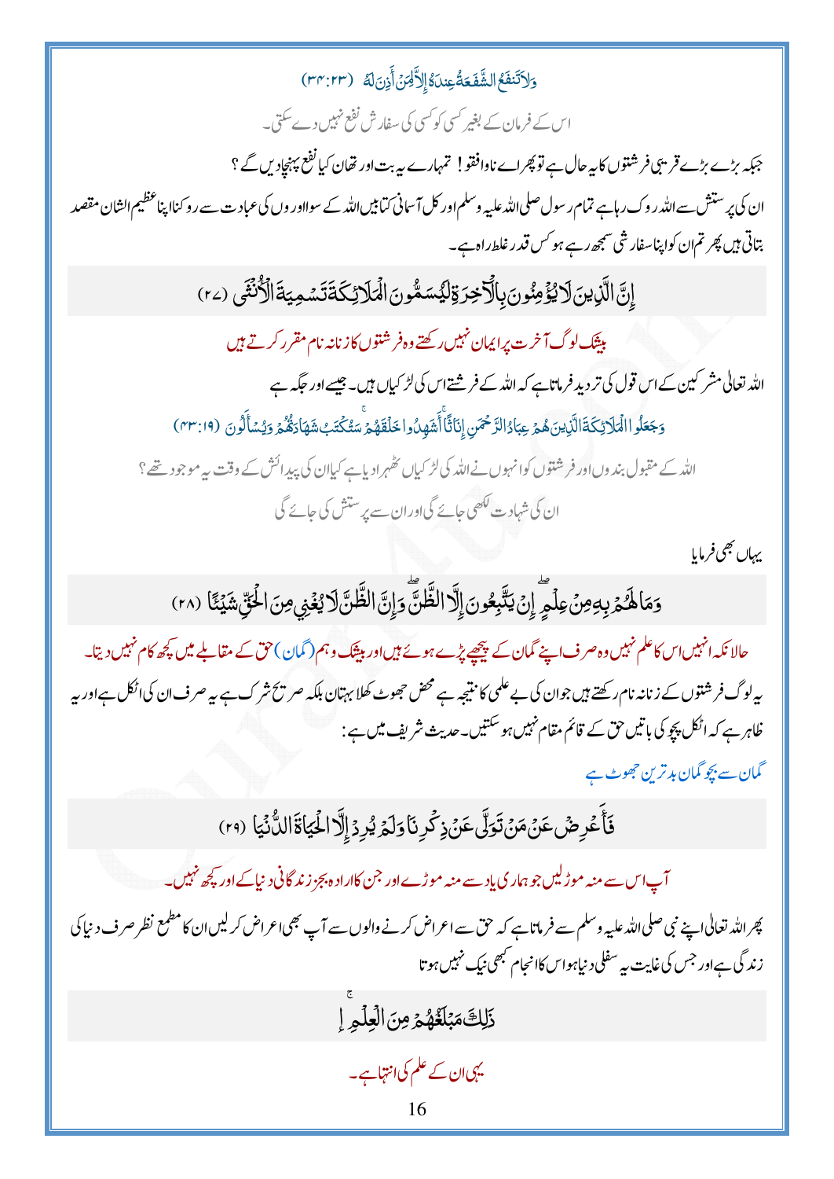وَلَا تَنفَعُ الشَّفَاعَةُ عِندَهُ إِلَّا لِمَنْ أَذِنَ لَهُ (۳۴:۲۳)

اس کے فرمان کے بغیر کسی کو کسی کی سفارش نفع نہیں دے سکتی۔

جبکہ بڑے بڑے قریبی فرشتوں کا یہ حال ہے تو پھر اے ناوافقو! تمہارے یہ بت اور تھان کیا نفع پہنچا دیں گے؟

ان کی پرستش سے اللہ روک رہا ہے تمام رسول صلی اللہ علیہ وسلم اور کل آسمانی کتابیں اللہ کے سوا اوروں کی عبادت سے روکنا اپنا عظیم الشان مقصد بتاتی ہیں پھر تم ان کو اپنا سفارشی سمجھ رہے ہو کس قدر غلط راہ ہے۔

إِنَّ الَّذِينَ لَا يُؤْمِنُونَ بِالْآخِرَةِ لَيُسَمُّونَ الْمَلَائِكَةَ تَسْمِيَةَ الْأُنثَىٰ (۲۷)

بیشک لوگ آخرت پر ایمان نہیں رکھتے وہ فرشتوں کا زنانہ نام مقرر کرتے ہیں

اللہ تعالیٰ مشرکین کے اس قول کی تردید فرماتا ہے کہ اللہ کے فرشتے اس کی لڑکیاں ہیں۔ جیسے اور جگہ ہے

وَجَعَلُوا الْمَلَائِكَةَ الَّذِينَ هُمْ عِبَادُ الرَّحْمَٰنِ إِنَاثًا ۚ أَشَهِدُوا خَلْقَهُمْ ۚ سَتُكْتَبُ شَهَادَتُهُمْ وَيُسْأَلُونَ (۴۳:۱۹)

اللہ کے مقبول بندوں اور فرشتوں کو انہوں نے اللہ کی لڑکیاں ٹھہرا دیا ہے کیا ان کی پیدائش کے وقت یہ موجود تھے؟ ان کی شہادت لکھی جائے گی اور ان سے پرسش کی جائے گی

یہاں بھی فرمایا

وَمَا لَهُم بِهِ مِنْ عِلْمٍ ۖ إِن يَتَّبِعُونَ إِلَّا الظَّنَّ ۖ وَإِنَّ الظَّنَّ لَا يُغْنِي مِنَ الْحَقِّ شَيْئًا (۲۸)

حالانکہ انہیں اس کا علم نہیں وہ صرف اپنے گمان کے پیچھے پڑے ہوئے ہیں اور بیشک وہم (گمان) حق کے مقابلے میں کچھ کام نہیں دیتا۔

یہ لوگ فرشتوں کے زنانہ نام رکھتے ہیں جو ان کی بے علمی کا نتیجہ ہے محض جھوٹ کھلا بہتان بلکہ صریح شرک ہے یہ صرف ان کی اٹکل ہے اور یہ ظاہر ہے کہ اٹکل پچو کی باتیں حق کے قائم مقام نہیں ہو سکتیں۔ حدیث شریف میں ہے:

گمان سے بچو گمان بدترین جھوٹ ہے

فَأَعْرِضْ عَن مَّن تَوَلَّىٰ عَن ذِكْرِنَا وَلَمْ يُرِدْ إِلَّا الْحَيَاةَ الدُّنْيَا (۲۹)

آپ اس سے منہ موڑ لیں جو ہماری یاد سے منہ موڑے اور جن کا ارادہ بجز زندگانی دنیا کے اور کچھ نہیں۔

پھر اللہ تعالیٰ اپنے نبی صلی اللہ علیہ وسلم سے فرماتا ہے کہ حق سے اعراض کرنے والوں سے آپ بھی اعراض کر لیں ان کا مطمع نظر صرف دنیا کی زندگی ہے اور جس کی غایت یہ سفلی دنیا ہو اس کا انجام کبھی نیک نہیں ہوتا

ذَٰلِكَ مَبْلَغُهُم مِّنَ الْعِلْمِ ۚ

یہی ان کے علم کی انتہا ہے۔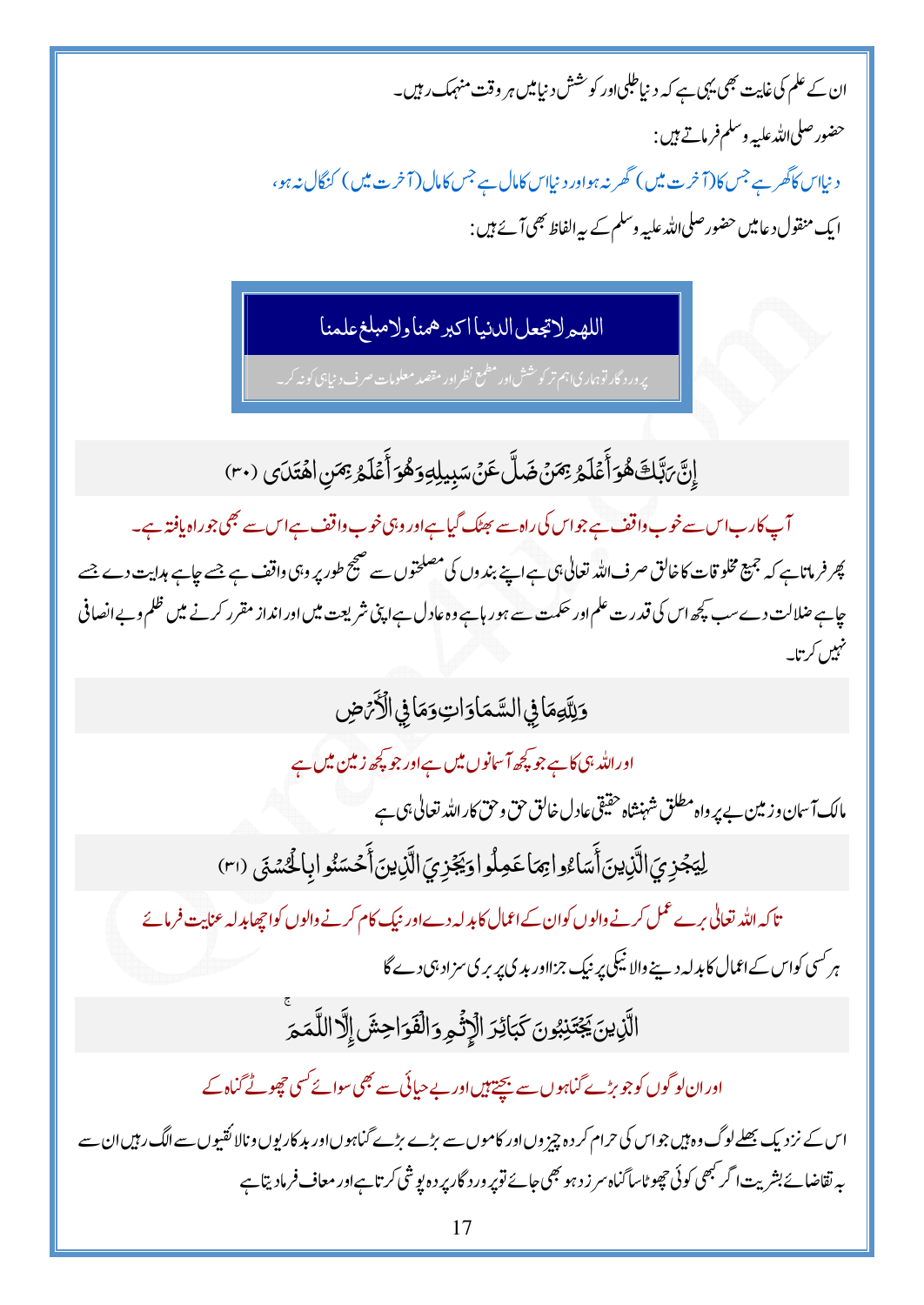ان کے علم کی غایت بھی یہی ہے کہ دنیا طلبی اور کوشش دنیا میں ہر وقت منہمک رہیں۔

حضور صلی اللہ علیہ وسلم فرماتے ہیں:

دنیا اس کا گھر ہے جس کا (آخرت میں) گھر نہ ہو اور دنیا اس کا مال ہے جس کا مال (آخرت میں) کنگال نہ ہو،

ایک منقول دعا میں حضور صلی اللہ علیہ وسلم کے یہ الفاظ بھی آئے ہیں:

اللھم لاتجعل الدنیا اکبر ھمنا ولامبلغ علمنا

پروردگار تو ہماری اہم تر کوشش اور مطمع نظر اور مقصد معلومات صرف دنیا ہی کو نہ کر۔

إِنَّ رَبَّكَ هُوَ أَعْلَمُ بِمَنْ ضَلَّ عَنْ سَبِيلِهِ وَهُوَ أَعْلَمُ بِمَنِ اهْتَدَى (٣٠)

آپ کا رب اس سے خوب واقف ہے جو اس کی راہ سے بھٹک گیا ہے اور وہی خوب واقف ہے اس سے بھی جو راہ یافتہ ہے۔

پھر فرماتا ہے کہ جمیع مخلوقات کا خالق صرف اللہ تعالیٰ ہی ہے اپنے بندوں کی مصلحتوں سے صحیح طور پر وہی واقف ہے جسے چاہے ہدایت دے جسے چاہے ضلالت دے سب کچھ اس کی قدرت علم اور حکمت سے ہو رہا ہے وہ عادل ہے اپنی شریعت میں اور انداز مقرر کرنے میں ظلم و بے انصافی نہیں کرتا۔

وَلِلَّهِ مَا فِي السَّمَاوَاتِ وَمَا فِي الْأَرْضِ

اور اللہ ہی کا ہے جو کچھ آسمانوں میں ہے اور جو کچھ زمین میں ہے

مالک آسمان و زمین بے پرواہ مطلق شہنشاہ حقیقی عادل خالق حق و حق کار اللہ تعالیٰ ہی ہے

لِيَجْزِيَ الَّذِينَ أَسَاءُوا بِمَا عَمِلُوا وَيَجْزِيَ الَّذِينَ أَحْسَنُوا بِالْحُسْنَى (٣١)

تاکہ اللہ تعالیٰ برے عمل کرنے والوں کو ان کے اعمال کا بدلہ دے اور نیک کام کرنے والوں کو اچھا بدلہ عنایت فرمائے

ہر کسی کو اس کے اعمال کا بدلہ دینے والا نیکی پر نیک جزا اور بدی پر بری سزا ہی دے گا

الَّذِينَ يَجْتَنِبُونَ كَبَائِرَ الْإِثْمِ وَالْفَوَاحِشَ إِلَّا اللَّمَمَ

اور ان لوگوں کو جو بڑے گناہوں سے بچتے ہیں اور بے حیائی سے بھی سوائے کسی چھوٹے گناہ کے

اس کے نزدیک بھلے لوگ وہ ہیں جو اس کی حرام کردہ چیزوں اور کاموں سے بڑے بڑے گناہوں اور بدکاریوں و نالائقیوں سے الگ رہیں ان سے بہ تقاضائے بشریت اگر کبھی کوئی چھوٹا سا گناہ سرزد ہو بھی جائے تو پروردگار پردہ پوشی کرتا ہے اور معاف فرما دیتا ہے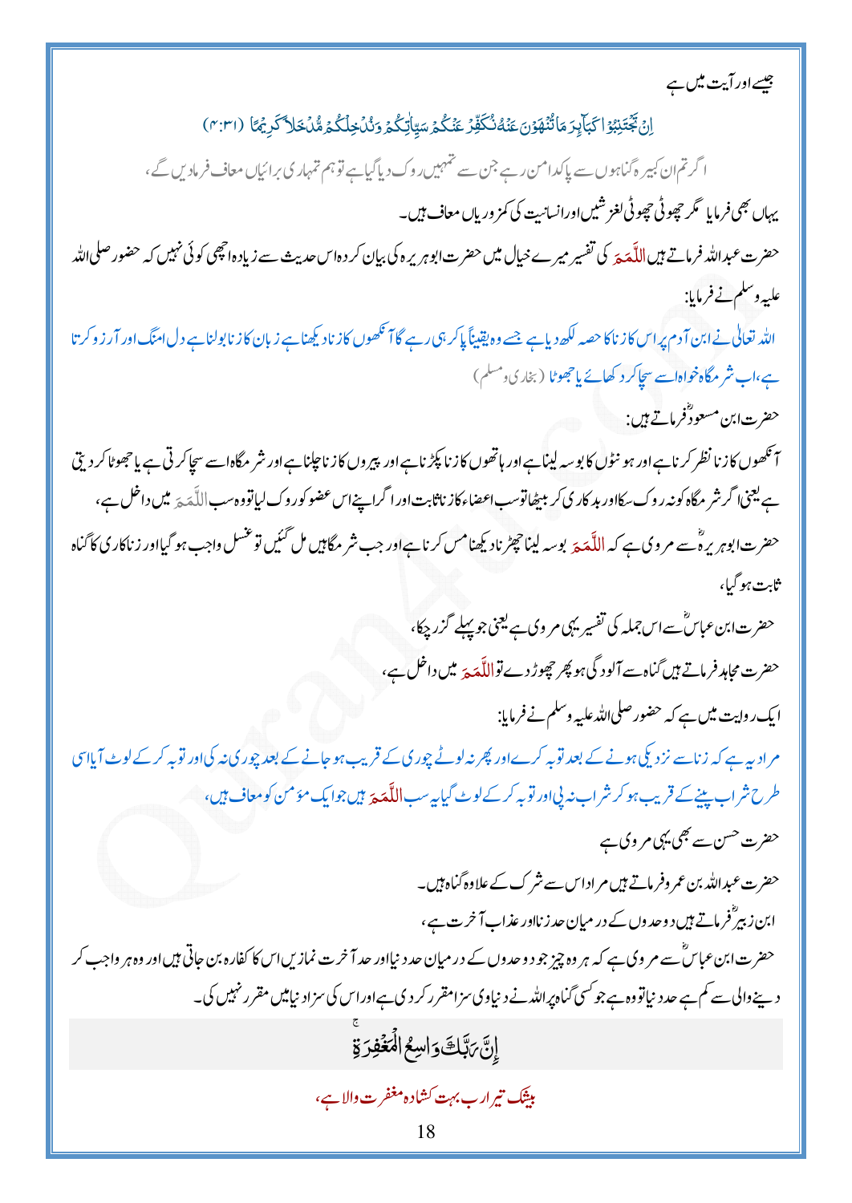جیسے اور آیت میں ہے

اِنۡ تَجۡتَنِبُوۡا كَبَآئِرَ مَا تُنۡهَوۡنَ عَنۡهُ نُكَفِّرۡ عَنۡكُمۡ سَيِّاٰتِكُمۡ وَنُدۡخِلۡكُمۡ مُّدۡخَلًا كَرِيۡمًا (۴:۳۱)

اگر تم ان کبیرہ گناہوں سے پاکدامن رہے جن سے تمہیں روک دیا گیا ہے تو ہم تمہاری برائیاں معاف فرمادیں گے،

یہاں بھی فرمایا مگر چھوٹی چھوٹی لغزشیں اور انسانیت کی کمزوریاں معاف ہیں۔

حضرت عبداللہ فرماتے ہیں اللَّمَمَ کی تفسیر میرے خیال میں حضرت ابوہریرہ کی بیان کردہ اس حدیث سے زیادہ اچھی کوئی نہیں کہ حضور صلی اللہ علیہ وسلم نے فرمایا:

اللہ تعالیٰ نے ابن آدم پر اس کا زنا کا حصہ لکھ دیا ہے جسے وہ یقیناً پا کر ہی رہے گا آنکھوں کا زنا دیکھنا ہے زبان کا زنا بولنا ہے دل امنگ اور آرزو کرتا ہے، اب شرمگاہ خواہ اسے سچا کر دکھائے یا جھوٹا (بخاری و مسلم)

حضرت ابن مسعودؓ فرماتے ہیں:

آنکھوں کا زنا نظر کرنا ہے اور ہونٹوں کا بوسہ لینا ہے اور ہاتھوں کا زنا پکڑنا ہے اور پیروں کا زنا چلنا ہے اور شرمگاہ اسے سچا کرتی ہے یا جھوٹا کر دیتی ہے یعنی اگر شرمگاہ کو نہ روک سکا اور بدکاری کر بیٹھا تو سب اعضاء کا زنا ثابت اور اگر اپنے اس عضو کو روک لیا تو وہ سب اللَّمَمَ میں داخل ہے،

حضرت ابوہریرہؓ سے مروی ہے کہ اللَّمَمَ بوسہ لینا چھڑنا دیکھنا مس کرنا ہے اور جب شرمگاہیں مل گئیں تو غسل واجب ہو گیا اور زناکاری کا گناہ ثابت ہو گیا،

حضرت ابن عباسؓ سے اس جملہ کی تفسیر یہی مروی ہے یعنی جو پہلے گزر چکا،

حضرت مجاہد فرماتے ہیں گناہ سے آلودگی ہو پھر چھوڑ دے تو اللَّمَمَ میں داخل ہے،

ایک روایت میں ہے کہ حضور صلی اللہ علیہ وسلم نے فرمایا:

مراد یہ ہے کہ زنا سے نزدیکی ہونے کے بعد توبہ کرے اور پھر نہ لوٹے چوری کے قریب ہو جانے کے بعد چوری نہ کی اور توبہ کر کے لوٹ آیا اسی طرح شراب پینے کے قریب ہو کر شراب نہ پی اور توبہ کر کے لوٹ گیا یہ سب اللَّمَمَ ہیں جو ایک مؤمن کو معاف ہیں،

حضرت حسن سے بھی یہی مروی ہے

حضرت عبداللہ بن عمرو فرماتے ہیں مراد اس سے شرک کے علاوہ گناہ ہیں۔

ابن زبیرؓ فرماتے ہیں دو حدوں کے درمیان حد زنا اور عذاب آخرت ہے،

حضرت ابن عباسؓ سے مروی ہے کہ ہر وہ چیز جو دو حدوں کے درمیان حد دنیا اور حد آخرت نمازیں اس کا کفارہ بن جاتی ہیں اور وہ ہر واجب کر دینے والی سے کم ہے حد دنیا تو وہ ہے جو کسی گناہ پر اللہ نے دنیاوی سزا مقرر کر دی ہے اور اس کی سزا دنیا میں مقرر نہیں کی۔

اِنَّ رَبَّكَ وَاسِعُ الۡمَغۡفِرَةِ ؕ

بیشک تیرا رب بہت کشادہ مغفرت والا ہے،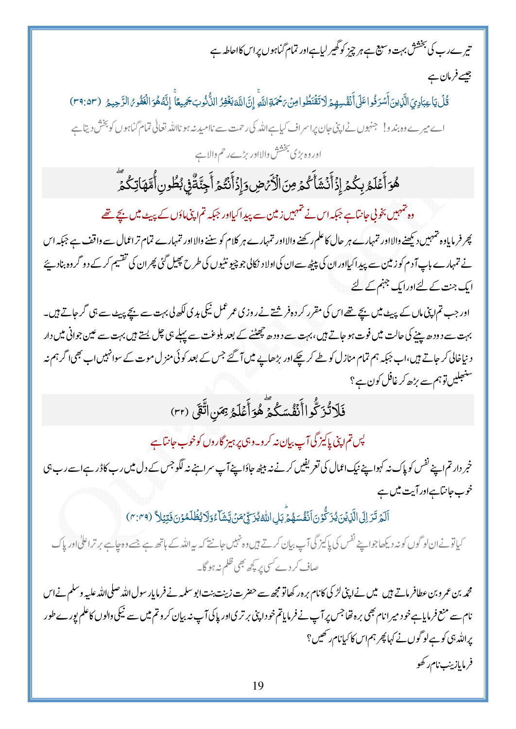تیرے رب کی بخشش بہت وسیع ہے ہر چیز کو گھیر لیا ہے اور تمام گناہوں پر اس کا احاطہ ہے جیسے فرمان ہے

قُلْ يَا عِبَادِيَ الَّذِينَ أَسْرَفُوا عَلَىٰ أَنفُسِهِمْ لَا تَقْنَطُوا مِن رَّحْمَةِ اللَّهِ ۚ إِنَّ اللَّهَ يَغْفِرُ الذُّنُوبَ جَمِيعًا ۚ إِنَّهُ هُوَ الْغَفُورُ الرَّحِيمُ (۳۹:۵۳)

اے میرے وہ بندو! جنہوں نے اپنی جان پر اسراف کیا ہے اللہ کی رحمت سے ناامید نہ ہو نا اللہ تعالیٰ تمام گناہوں کو بخش دیتا ہے اور وہ بڑی بخشش والا اور بڑے رحم والا ہے

## هُوَ أَعْلَمُ بِكُمْ إِذْ أَنشَأَكُم مِّنَ الْأَرْضِ وَإِذْ أَنتُمْ أَجِنَّةٌ فِي بُطُونِ أُمَّهَاتِكُمْ ۖ

**وہ تمہیں بخوبی جانتا ہے جبکہ اس نے تمہیں زمین سے پیدا کیا اور جبکہ تم اپنی ماؤں کے پیٹ میں بچے تھے**

پھر فرمایا وہ تمہیں دیکھنے والا اور تمہارے ہر حال کا علم رکھنے والا اور تمہارے ہر کلام کو سننے والا اور تمہارے تمام تر اعمال سے واقف ہے جبکہ اس نے تمہارے باپ آدم کو زمین سے پیدا کیا اور ان کی پیٹھ سے ان کی اولاد نکالی جو چیونٹیوں کی طرح پھیل گئی پھر ان کی تقسیم کر کے دو گروہ بنا دیئے ایک جنت کے لئے اور ایک جہنم کے لئے

اور جب تم اپنی ماں کے پیٹ میں بچے تھے اس کی مقرر کردہ فرشتے نے روزی عمر عمل نیکی بدی لکھ لی بہت سے بچے پیٹ سے ہی گر جاتے ہیں۔ بہت سے دودھ پینے کی حالت میں فوت ہو جاتے ہیں، بہت سے دودھ چھٹنے کے بعد بلوغت سے پہلے ہی چل بستے ہیں بہت سے عین جوانی میں دار دنیا خالی کر جاتے ہیں، اب جبکہ ہم تمام منازل کو طے کر چکے اور بڑھاپے میں آ گئے جس کے بعد کوئی منزل موت کے سوا نہیں اب بھی اگر ہم نہ سنبھلیں تو ہم سے بڑھ کر غافل کون ہے؟

## فَلَا تُزَكُّوا أَنفُسَكُمْ ۖ هُوَ أَعْلَمُ بِمَنِ اتَّقَىٰ (۳۲)

**پس تم اپنی پاکیزگی آپ بیان نہ کرو۔ وہی پرہیزگاروں کو خوب جانتا ہے**

خبردار تم اپنے نفس کو پاک نہ کہو اپنے نیک اعمال کی تعریفیں کرنے نہ بیٹھ جاؤ اپنے آپ سراہنے نہ لگو جس کے دل میں رب کا ڈر ہے اسے رب ہی خوب جانتا ہے اور آیت میں ہے

أَلَمْ تَرَ إِلَى الَّذِينَ يُزَكُّونَ أَنفُسَهُم ۚ بَلِ اللَّهُ يُزَكِّي مَن يَشَاءُ وَلَا يُظْلَمُونَ فَتِيلًا (۴:۴۹)

کیا تو نے ان لوگوں کو نہ دیکھا جو اپنے نفس کی پاکیزگی آپ بیان کرتے ہیں وہ نہیں جانتے کہ یہ اللہ کے ہاتھ ہے جسے وہ چاہے برتر اعلیٰ اور پاک صاف کر دے کسی پر کچھ بھی ظلم نہ ہو گا۔

محمد بن عمرو بن عطا فرماتے ہیں میں نے اپنی لڑکی کا نام برہ رکھا تو مجھ سے حضرت زینت بنت ابو سلمہ نے فرمایا رسول اللہ صلی اللہ علیہ وسلم نے اس نام سے منع فرمایا ہے خود میرا نام بھی برہ تھا جس پر آپ نے فرمایا تم خود اپنی برتری اور پاکی آپ نہ بیان کرو تم میں سے نیکی والوں کا علم پورے طور پر اللہ ہی کو ہے لوگوں نے کہا پھر ہم اس کا کیا نام رکھیں؟

فرمایا زینب نام رکھو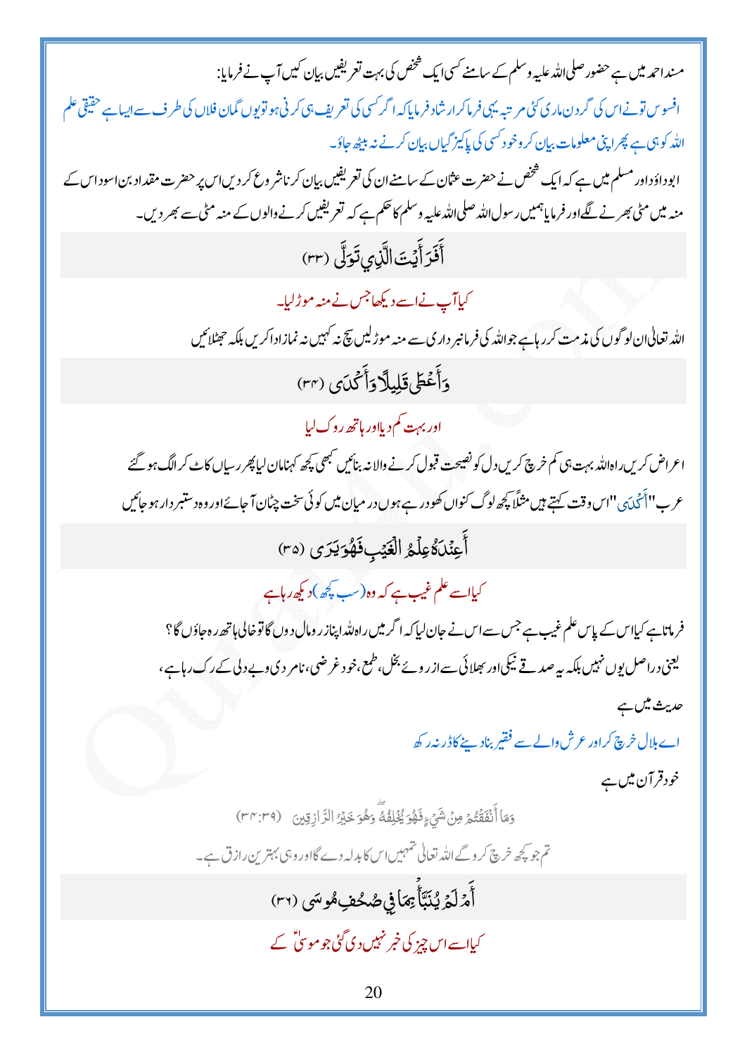مسند احمد میں ہے حضور صلی اللہ علیہ وسلم کے سامنے کسی ایک شخص کی بہت تعریفیں بیان کیں آپ نے فرمایا:

افسوس تونے اس کی گردن ماری کئی مرتبہ یہی فرما کر ارشاد فرمایا کہ اگر کسی کی تعریف ہی کرنی ہو تو یوں گمان فلاں کی طرف سے ایسا ہے حقیقی علم اللہ کو ہی ہے پھر اپنی معلومات بیان کر و خود کسی کی پاکیزگیاں بیان کرنے نہ بیٹھ جاؤ۔

ابوداؤد اور مسلم میں ہے کہ ایک شخص نے حضرت عثمان کے سامنے ان کی تعریفیں بیان کرنا شروع کر دیں اس پر حضرت مقداد بن اسود اس کے منہ میں مٹی بھرنے لگے اور فرمایا ہمیں رسول اللہ صلی اللہ علیہ وسلم کا حکم ہے کہ تعریفیں کرنے والوں کے منہ مٹی سے بھر دیں۔

أَفَرَأَيْتَ الَّذِي تَوَلَّىٰ (٣٣)

کیا آپ نے اسے دیکھا جس نے منہ موڑ لیا۔

اللہ تعالیٰ ان لوگوں کی مذمت کر رہا ہے جو اللہ کی فرمانبرداری سے منہ موڑ لیں سچ نہ کہیں نہ نماز ادا کریں بلکہ جھٹلائیں

وَأَعْطَىٰ قَلِيلًا وَأَكْدَىٰ (٣٤)

اور بہت کم دیا اور ہاتھ روک لیا

اعراض کریں راہ اللہ بہت ہی کم خرچ کریں دل کو نصیحت قبول کرنے والا نہ بنائیں کبھی کچھ کہنا مان لیا پھر رسیاں کاٹ کر الگ ہو گئے عرب "أَكْدَىٰ" اس وقت کہتے ہیں مثلاً کچھ لوگ کنواں کھود رہے ہوں درمیان میں کوئی سخت چٹان آ جائے اور وہ دستبردار ہو جائیں

أَعِندَهُ عِلْمُ الْغَيْبِ فَهُوَ يَرَىٰ (٣٥)

کیا اسے علم غیب ہے کہ وہ (سب کچھ) دیکھ رہا ہے

فرماتا ہے کیا اس کے پاس علم غیب ہے جس سے اس نے جان لیا کہ اگر میں راہ اللہ اپنا زر و مال دوں گا تو خالی ہاتھ رہ جاؤں گا؟ یعنی دراصل یوں نہیں بلکہ یہ صدقے نیکی اور بھلائی سے از روئے بخل، طمع، خود غرضی، نامردی و بے دلی کے رک رہا ہے،

حدیث میں ہے

اے بلال خرچ کر اور عرش والے سے فقیر بنا دینے کا ڈر نہ رکھ

خود قرآن میں ہے

وَمَا أَنفَقْتُم مِّن شَيْءٍ فَهُوَ يُخْلِفُهُ ۖ وَهُوَ خَيْرُ الرَّازِقِينَ (٣٤:٣٩)

تم جو کچھ خرچ کرو گے اللہ تعالیٰ تمہیں اس کا بدلہ دے گا اور وہی بہترین رازق ہے۔

أَمْ لَمْ يُنَبَّأْ بِمَا فِي صُحُفِ مُوسَىٰ (٣٦)

کیا اسے اس چیز کی خبر نہیں دی گئی جو موسیٰؑ کے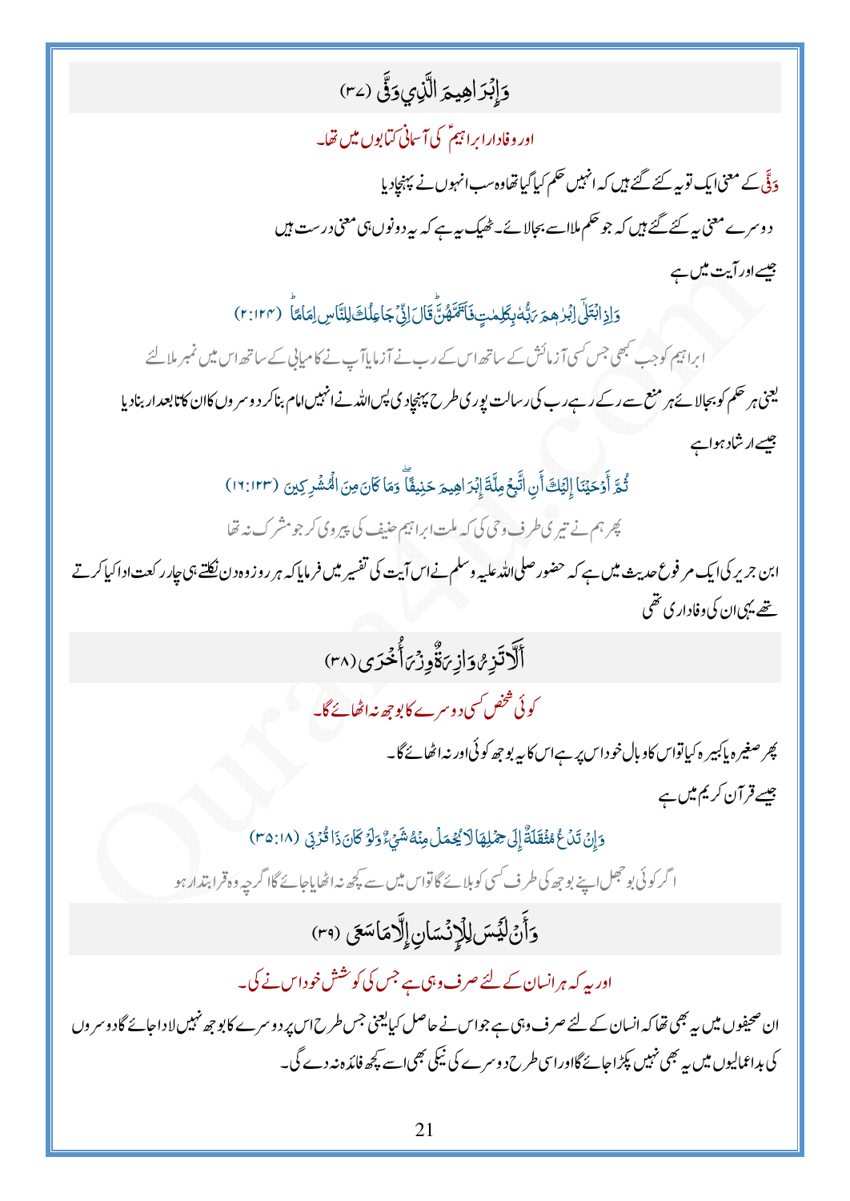## وَإِبْرَاهِيمَ الَّذِي وَفَّىٰ (٣٧)

اور وفادار ابراہیمؑ کی آسمانی کتابوں میں تھا۔

وَفّٰی کے معنی ایک تو یہ کئے گئے ہیں کہ انہیں حکم کیا گیا تھا وہ سب انہوں نے پہنچا دیا

دوسرے معنی یہ کئے گئے ہیں کہ جو حکم ملا اسے بجالائے۔ ٹھیک یہ ہے کہ یہ دونوں ہی معنی درست ہیں

جیسے اور آیت میں ہے

وَإِذِ ابْتَلَىٰ إِبْرَاهِيمَ رَبُّهُ بِكَلِمَاتٍ فَأَتَمَّهُنَّ ۖ قَالَ إِنِّي جَاعِلُكَ لِلنَّاسِ إِمَامًا ۖ (٢:١٢٤)

ابراہیم کو جب کبھی جس کسی آزمائش کے ساتھ اس کے رب نے آزمایا آپ نے کامیابی کے ساتھ اس میں نمبر ملا لئے

یعنی ہر حکم کو بجالائے ہر منع سے رکے رہے رب کی رسالت پوری طرح پہنچادی پس اللہ نے انہیں امام بنا کر دوسروں کا ان کا تابعدار بنادیا

جیسے ارشاد ہوا ہے

ثُمَّ أَوْحَيْنَا إِلَيْكَ أَنِ اتَّبِعْ مِلَّةَ إِبْرَاهِيمَ حَنِيفًا ۖ وَمَا كَانَ مِنَ الْمُشْرِكِينَ (١٦:١٢٣)

پھر ہم نے تیری طرف وحی کی کہ ملت ابراہیم حنیف کی پیروی کر جو مشرک نہ تھا

ابن جریر کی ایک مرفوع حدیث میں ہے کہ حضور صلی اللہ علیہ وسلم نے اس آیت کی تفسیر میں فرمایا کہ ہر روز وہ دن نکلتے ہی چار رکعت ادا کیا کرتے تھے یہی ان کی وفاداری تھی

## أَلَّا تَزِرُ وَازِرَةٌ وِزْرَ أُخْرَىٰ (٣٨)

کوئی شخص کسی دوسرے کا بوجھ نہ اٹھائے گا۔

پھر صغیرہ یا کبیرہ کیا تو اس کا وبال خود اس پر ہے اس کا یہ بوجھ کوئی اور نہ اٹھائے گا۔

جیسے قرآن کریم میں ہے

وَإِنْ تَدْعُ مُثْقَلَةٌ إِلَىٰ حِمْلِهَا لَا يُحْمَلْ مِنْهُ شَيْءٌ وَلَوْ كَانَ ذَا قُرْبَىٰ (٣٥:١٨)

اگر کوئی بوجھل اپنے بوجھ کی طرف کسی کو بلائے گا تو اس میں سے کچھ نہ اٹھایا جائے گا اگرچہ وہ قرابتدار ہو

## وَأَنْ لَيْسَ لِلْإِنْسَانِ إِلَّا مَا سَعَىٰ (٣٩)

اور یہ کہ ہر انسان کے لئے صرف وہی ہے جس کی کوشش خود اس نے کی۔

ان صحیفوں میں یہ بھی تھا کہ انسان کے لئے صرف وہی ہے جو اس نے حاصل کیا یعنی جس طرح اس پر دوسرے کا بوجھ نہیں لادا جائے گا دوسروں کی بداعمالیوں میں یہ بھی نہیں پکڑا جائے گا اور اسی طرح دوسرے کی نیکی بھی اسے کچھ فائدہ نہ دے گی۔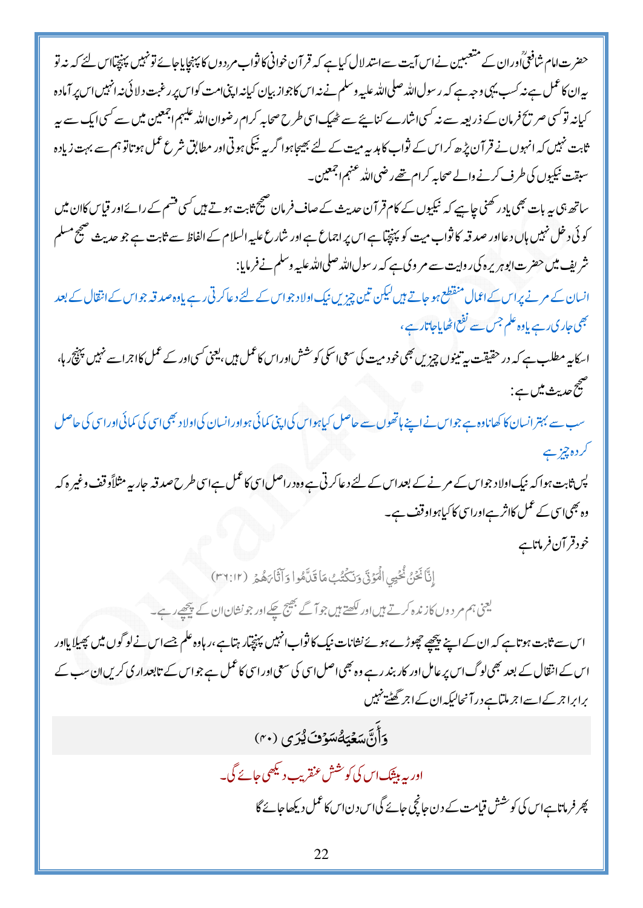حضرت امام شافعیؒ اور ان کے متبعین نے اس آیت سے استدلال کیا ہے کہ قرآن خوانی کا ثواب مردوں کا پہنچایا جائے تو نہیں پہنچتا اس لئے کہ نہ تو یہ ان کا عمل ہے نہ کسب یہی وجہ ہے کہ رسول اللہ صلی اللہ علیہ وسلم نے نہ اس کا جواز بیان کیا نہ اپنی امت کو اس پر رغبت دلائی نہ انہیں اس پر آمادہ کیا نہ تو کسی صریح فرمان کے ذریعہ سے نہ کسی اشارے کنایئے سے ٹھیک اسی طرح صحابہ کرام رضوان اللہ علیہم اجمعین میں سے کسی ایک سے یہ ثابت نہیں کہ انہوں نے قرآن پڑھ کر اس کے ثواب کا ہدیہ میت کے لئے بھیجا ہو اگر یہ نیکی ہوتی اور مطابق شرع عمل ہوتا تو ہم سے بہت زیادہ سبقت نیکیوں کی طرف کرنے والے صحابہ کرام تھے رضی اللہ عنہم اجمعین۔

ساتھ ہی یہ بات بھی یاد رکھنی چاہیے کہ نیکیوں کے کام قرآن حدیث کے صاف فرمان صحیح ثابت ہوتے ہیں کسی قسم کے رائے اور قیاس کا ان میں کوئی دخل نہیں ہاں دعا اور صدقہ کا ثواب میت کو پہنچتا ہے اس پر اجماع ہے اور شارع علیہ السلام کے الفاظ سے ثابت ہے جو حدیث صحیح مسلم شریف میں حضرت ابوہریرہ کی روایت سے مروی ہے کہ رسول اللہ صلی اللہ علیہ وسلم نے فرمایا:

انسان کے مرنے پر اس کے اعمال منقطع ہو جاتے ہیں لیکن تین چیزیں نیک اولاد جو اس کے لئے دعا کرتی رہے یا وہ صدقہ جو اس کے انتقال کے بعد بھی جاری رہے یا وہ علم جس سے نفع اٹھایا جاتا رہے،

اسکا یہ مطلب ہے کہ در حقیقت یہ تینوں چیزیں بھی خود میت کی سعی اسکی کوشش اور اس کا عمل ہیں، یعنی کسی اور کے عمل کا اجر اسے نہیں پہنچ رہا، صحیح حدیث میں ہے:

سب سے بہتر انسان کا کھانا وہ ہے جو اس نے اپنے ہاتھوں سے حاصل کیا ہو اس کی اپنی کمائی ہو اور انسان کی اولاد بھی اسی کی کمائی اور اسی کی حاصل کردہ چیز ہے

پس ثابت ہوا کہ نیک اولاد جو اس کے مرنے کے بعد اس کے لئے دعا کرتی ہے وہ دراصل اسی کا عمل ہے اسی طرح صدقہ جاریہ مثلاً وقف وغیرہ کہ وہ بھی اسی کے عمل کا اثر ہے اور اسی کا کیا ہوا وقف ہے۔

خود قرآن فرماتا ہے

إِنَّا نَحْنُ نُحْيِي الْمَوْتَىٰ وَنَكْتُبُ مَا قَدَّمُوا وَآثَارَهُمْ (۳۶:۱۲)

یعنی ہم مردوں کا زندہ کرتے ہیں اور لکھتے ہیں جو آگے بھیج چکے اور جو نشان ان کے پیچھے رہے۔

اس سے ثابت ہوتا ہے کہ ان کے اپنے پیچھے چھوڑے ہوئے نشانات نیک کا ثواب انہیں پہنچتا رہتا ہے، رہا وہ علم جسے اس نے لوگوں میں پھیلایا اور اس کے انتقال کے بعد بھی لوگ اس پر عامل اور کاربند رہے وہ بھی اصل اسی کی سعی اور اسی کا عمل ہے جو اس کے تابعداری کریں ان سب کے برابر اجر کے اسے اجر ملتا ہے درآنحالیکہ ان کے اجر گھٹتے نہیں

وَأَنَّ سَعْيَهُ سَوْفَ يُرَىٰ (۴۰)

اور یہ بیشک اس کی کوشش عنقریب دیکھی جائے گی۔

پھر فرماتا ہے اس کی کوشش قیامت کے دن جانچی جائے گی اس دن اس کا عمل دیکھا جائے گا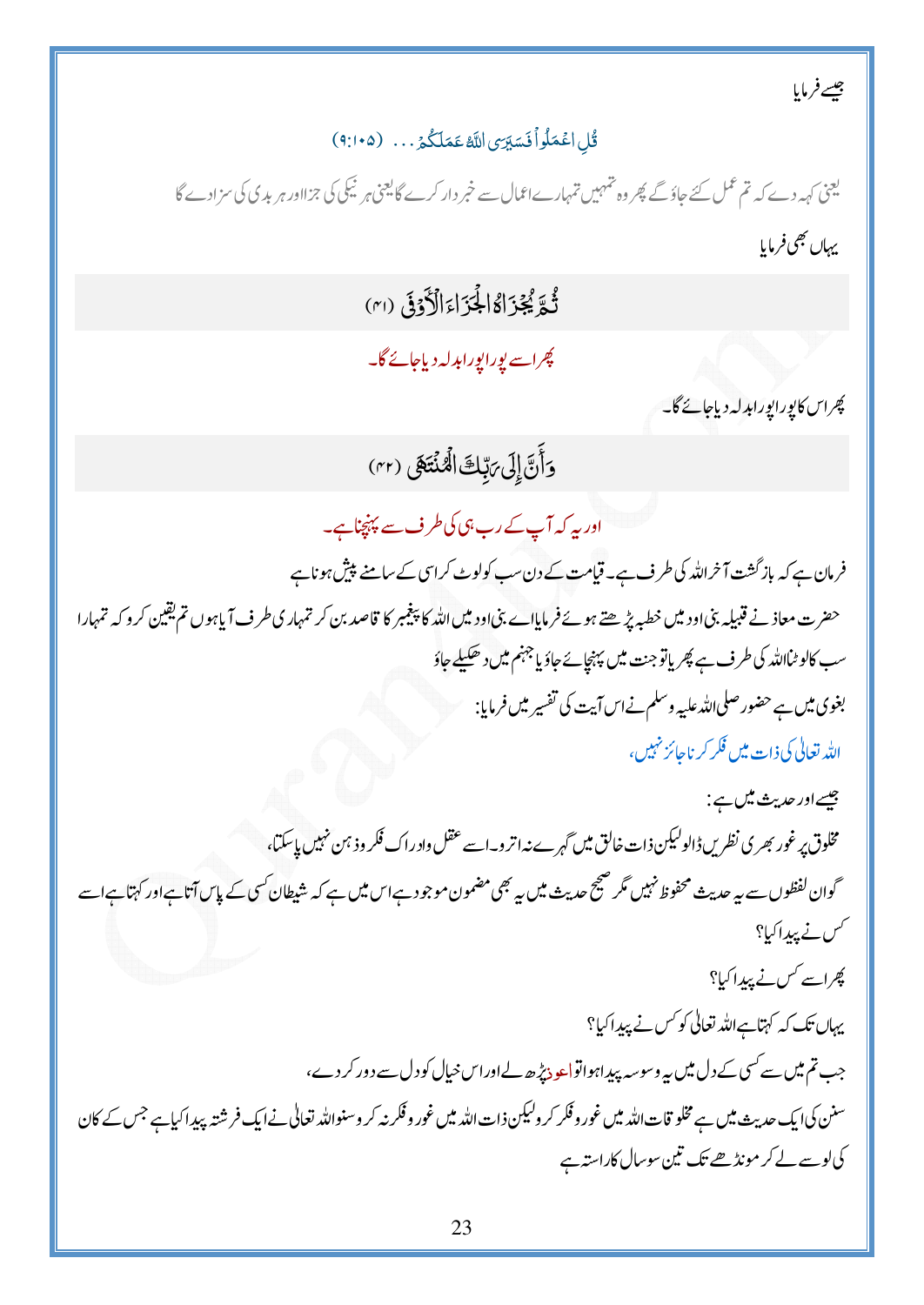جیسے فرمایا

قُلِ اعۡمَلُوۡا فَسَيَرَى اللّٰهُ عَمَلَكُمۡ . . . (۹:۱۰۵)

یعنی کہہ دے کہ تم عمل کئے جاؤ گے پھر وہ تمہیں تمہارے اعمال سے خبر دار کرے گا یعنی ہر نیکی کی جزا اور ہر بدی کی سزا دے گا

یہاں بھی فرمایا

ثُمَّ يُجۡزٰىهُ الۡجَزَآءَ الۡاَوۡفٰى (۴۱)

پھر اسے پورا پورا بدلہ دیا جائے گا۔

پھر اس کا پورا پورا بدلہ دیا جائے گا۔

وَاَنَّ اِلٰى رَبِّكَ الۡمُنۡتَهٰى (۴۲)

اور یہ کہ آپ کے رب ہی کی طرف سے پہنچنا ہے۔

فرمان ہے کہ بازگشت آخر اللہ کی طرف ہے۔ قیامت کے دن سب کو لوٹ کر اسی کے سامنے پیش ہونا ہے

حضرت معاذ نے قبیلہ بنی اود میں خطبہ پڑھتے ہوئے فرمایا اے بنی اود میں اللہ کا پیغمبر کا قاصد بن کر تمہاری طرف آیا ہوں تم یقین کرو کہ تمہارا سب کا لوٹنا اللہ کی طرف ہے پھر یا تو جنت میں پہنچائے جاؤ یا جہنم میں دھکیلے جاؤ

بغوی میں ہے حضور صلی اللہ علیہ وسلم نے اس آیت کی تفسیر میں فرمایا:

اللہ تعالیٰ کی ذات میں فکر کرنا جائز نہیں،

جیسے اور حدیث میں ہے:

مخلوق پر غور بھری نظریں ڈالو لیکن ذات خالق میں گہرے نہ اترو۔ اسے عقل و ادراک فکر و ذہن نہیں پا سکتا،

گو ان لفظوں سے یہ حدیث محفوظ نہیں مگر صحیح حدیث میں یہ بھی مضمون موجود ہے اس میں ہے کہ شیطان کسی کے پاس آتا ہے اور کہتا ہے اسے کس نے پیدا کیا؟

پھر اسے کس نے پیدا کیا؟

یہاں تک کہ کہتا ہے اللہ تعالیٰ کو کس نے پیدا کیا؟

جب تم میں سے کسی کے دل میں یہ وسوسہ پیدا ہوا تو اعوذ پڑھ لے اور اس خیال کو دل سے دور کر دے،

سنن کی ایک حدیث میں ہے مخلوقات اللہ میں غور و فکر کرو لیکن ذات اللہ میں غور و فکر نہ کرو سنو اللہ تعالیٰ نے ایک فرشتہ پیدا کیا ہے جس کے کان کی لو سے لے کر مونڈھے تک تین سو سال کا راستہ ہے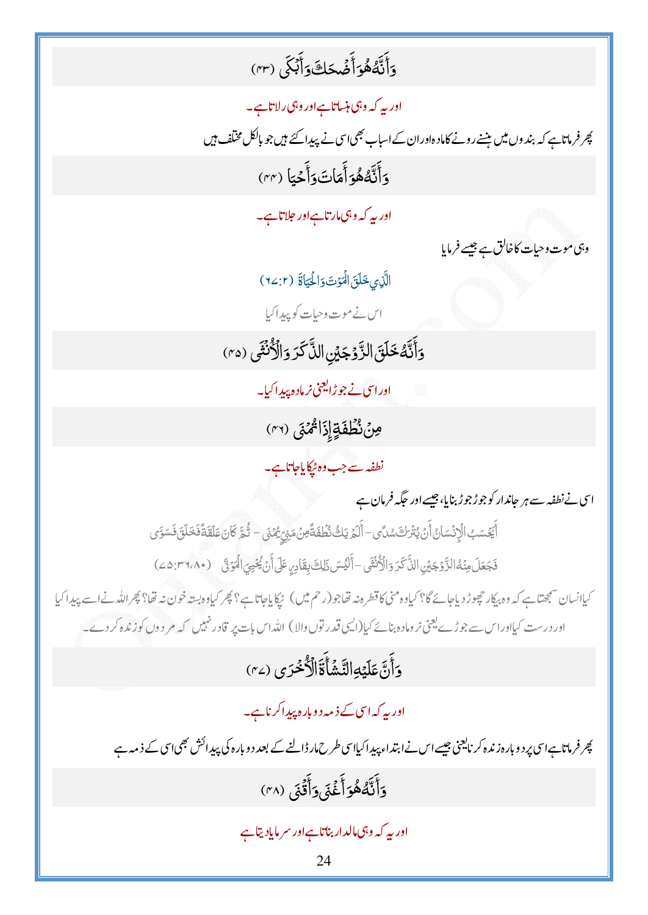وَأَنَّهُ هُوَ أَضْحَكَ وَأَبْكَى (۴۳)

اور یہ کہ وہی ہنساتا ہے اور وہی رلاتا ہے۔

پھر فرماتا ہے کہ بندوں میں ہنسنے رونے کا مادہ اوران کے اسباب بھی اسی نے پیدا کئے ہیں جو بالکل مختلف ہیں

وَأَنَّهُ هُوَ أَمَاتَ وَأَحْيَا (۴۴)

اور یہ کہ وہی مارتا ہے اور جلاتا ہے۔

وہی موت وحیات کا خالق ہے جیسے فرمایا

الَّذِي خَلَقَ الْمَوْتَ وَالْحَيَاةَ (۶۷:۲)

اس نے موت وحیات کو پیدا کیا

وَأَنَّهُ خَلَقَ الزَّوْجَيْنِ الذَّكَرَ وَالْأُنْثَى (۴۵)

اور اسی نے جوڑا یعنی نر مادہ پیدا کیا۔

مِنْ نُطْفَةٍ إِذَا تُمْنَى (۴۶)

نطفہ سے جب وہ ٹپکایا جاتا ہے۔

اسی نے نطفہ سے ہر جاندار کو جوڑ جوڑ بنایا، جیسے اور جگہ فرمان ہے

أَيَحْسَبُ الْإِنْسَانُ أَنْ يُتْرَكَ سُدًى - أَلَمْ يَكُ نُطْفَةً مِنْ مَنِيٍّ يُمْنَى - ثُمَّ كَانَ عَلَقَةً فَخَلَقَ فَسَوَّى
فَجَعَلَ مِنْهُ الزَّوْجَيْنِ الذَّكَرَ وَالْأُنْثَى - أَلَيْسَ ذَلِكَ بِقَادِرٍ عَلَى أَنْ يُحْيِيَ الْمَوْتَى (۷۵:۳۶،۸۰)

کیا انسان سمجھتا ہے کہ وہ بیکار چھوڑ دیا جائے گا؟ کیا وہ منی کا قطرہ نہ تھا جو (رحم میں) ٹپکایا جاتا ہے؟ پھر کیا وہ بستہ خون نہ تھا؟ پھر اللہ نے اسے پیدا کیا اور درست کیا اور اس سے جوڑے یعنی نر مادہ بنائے کیا (ایسی قدرتوں والا) اللہ اس بات پر قادر نہیں کہ مردوں کو زندہ کردے۔

وَأَنَّ عَلَيْهِ النَّشْأَةَ الْأُخْرَى (۴۷)

اور یہ کہ اسی کے ذمہ دوبارہ پیدا کرنا ہے۔

پھر فرماتا ہے اسی پر دوبارہ زندہ کرنا یعنی جیسے اس نے ابتداء پیدا کیا اسی طرح مار ڈالنے کے بعد دوبارہ کی پیدائش بھی اسی کے ذمہ ہے

وَأَنَّهُ هُوَ أَغْنَى وَأَقْنَى (۴۸)

اور یہ کہ وہی مالدار بناتا ہے اور سرمایہ دیتا ہے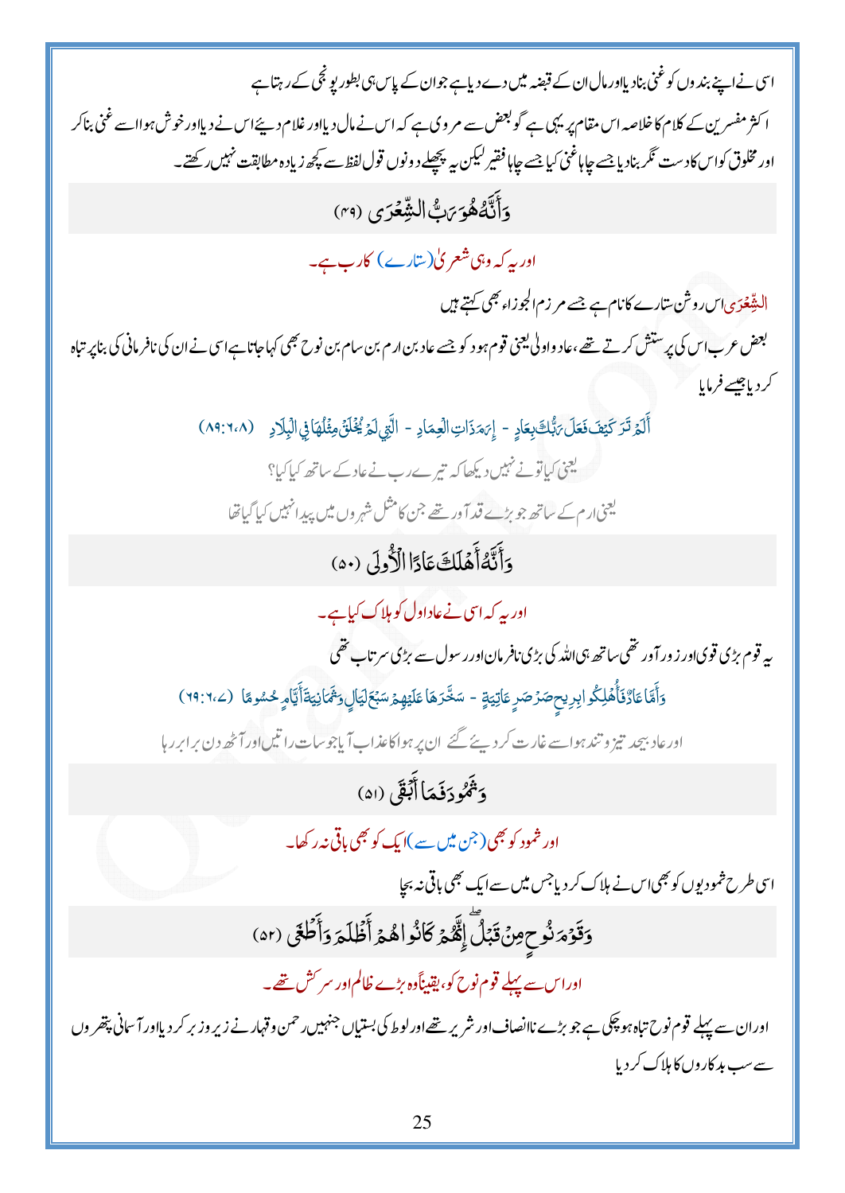اسی نے اپنے بندوں کو غنی بنادیا اور مال ان کے قبضہ میں دے دیا ہے جو ان کے پاس ہی بطور پونجی کے رہتا ہے

اکثر مفسرین کے کلام کا خلاصہ اس مقام پر یہی ہے گو بعض سے مروی ہے کہ اس نے مال دیا اور غلام دیئے اس نے دیا اور خوش ہوا اسے غنی بنا کر اور مخلوق کو اس کا دست نگر بنادیا جسے چاہا غنی کیا جسے چاہا فقیر لیکن یہ پچھلے دونوں قول لفظ سے کچھ زیادہ مطابقت نہیں رکھتے۔

## وَأَنَّهُ هُوَ رَبُّ الشِّعْرَى (۴۹)

اور یہ کہ وہی شعریٰ (ستارے) کا رب ہے۔

الشِّعْرَى اس روشن ستارے کا نام ہے جسے مرزم الجوزاء بھی کہتے ہیں

بعض عرب اس کی پرستش کرتے تھے، عاد اولیٰ یعنی قوم ہود کو جسے عاد بن ارم بن سام بن نوح بھی کہا جاتا ہے اسی نے ان کی نافرمانی کی بنا پر تباہ کر دیا جیسے فرمایا

أَلَمْ تَرَ كَيْفَ فَعَلَ رَبُّكَ بِعَادٍ - إِرَمَ ذَاتِ الْعِمَادِ - الَّتِي لَمْ يُخْلَقْ مِثْلُهَا فِي الْبِلَادِ (۸۹:۶،۸)

یعنی کیا تو نے نہیں دیکھا کہ تیرے رب نے عاد کے ساتھ کیا کیا؟

یعنی ارم کے ساتھ جو بڑے قد آور تھے جن کا مثل شہروں میں پیدا نہیں کیا گیا تھا

## وَأَنَّهُ أَهْلَكَ عَادًا الْأُولَى (۵۰)

اور یہ کہ اسی نے عاد اول کو ہلاک کیا ہے۔

یہ قوم بڑی قوی اور زور آور تھی ساتھ ہی اللہ کی بڑی نافرمان اور رسول سے بڑی سرتاب تھی

وَأَمَّا عَادٌ فَأُهْلِكُوا بِرِيحٍ صَرْصَرٍ عَاتِيَةٍ - سَخَّرَهَا عَلَيْهِمْ سَبْعَ لَيَالٍ وَثَمَانِيَةَ أَيَّامٍ حُسُومًا (۶۹:۶،۷)

اور عاد بیحد تیز و تند ہوا سے غارت کر دیئے گئے ان پر ہوا کا عذاب آیا جو سات راتیں اور آٹھ دن برابر رہا

## وَثَمُودَ فَمَا أَبْقَى (۵۱)

اور ثمود کو بھی (جن میں سے) ایک کو بھی باقی نہ رکھا۔

اسی طرح ثمودیوں کو بھی اس نے ہلاک کر دیا جس میں سے ایک بھی باقی نہ بچا

## وَقَوْمَ نُوحٍ مِنْ قَبْلُ ۖ إِنَّهُمْ كَانُوا هُمْ أَظْلَمَ وَأَطْغَى (۵۲)

اور اس سے پہلے قوم نوح کو، یقیناً وہ بڑے ظالم اور سرکش تھے۔

اور ان سے پہلے قوم نوح تباہ ہو چکی ہے جو بڑے ناانصاف اور شریر تھے اور لوط کی بستیاں جنہیں رحمن و قہار نے زیر و زبر کر دیا اور آسمانی پتھروں سے سب بدکاروں کا ہلاک کر دیا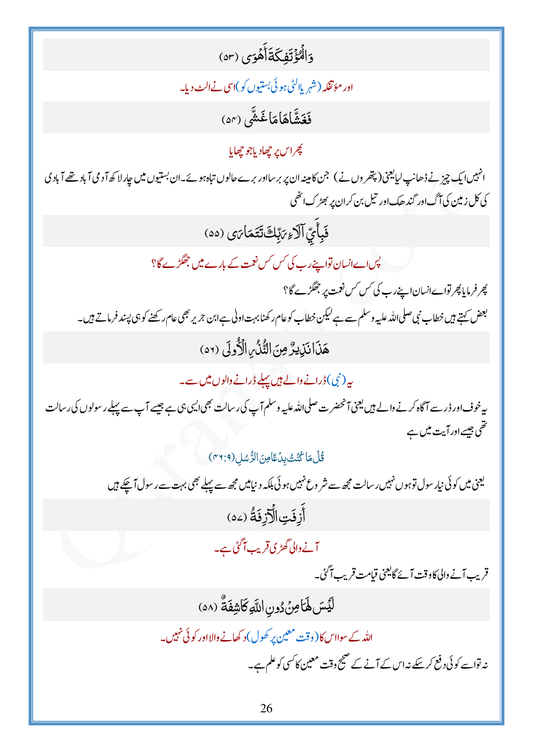وَالْمُؤْتَفِكَةَ أَهْوَىٰ (٥٣)

اور مؤتفکہ (شہر یا الٹی ہوئی بستیوں کو) اسی نے الٹ دیا۔

فَغَشَّاهَا مَا غَشَّىٰ (٥٤)

پھر اس پر چھا دیا جو چھایا

انہیں ایک چیز نے ڈھانپ لیا یعنی (پتھروں نے) جن کا مینہ ان پر برسا اور برے حالوں تباہ ہوئے۔ ان بستیوں میں چار لاکھ آدمی آباد تھے آبادی کی کل زمین کی آگ اور گندھک اور تیل بن کر ان پر بھڑک اٹھی

فَبِأَيِّ آلَاءِ رَبِّكَ تَتَمَارَىٰ (٥٥)

پس اے انسان تو اپنے رب کی کس کس نعمت کے بارے میں جھگڑے گا؟

پھر فرمایا پھر تو اے انسان اپنے رب کی کس کس نعمت پر جھگڑے گا؟

بعض کہتے ہیں خطاب نبی صلی اللہ علیہ وسلم سے ہے لیکن خطاب کو عام رکھنا بہت اولی ہے ابن جریر بھی عام رکھنے کو ہی پسند فرماتے ہیں۔

هَٰذَا نَذِيرٌ مِنَ النُّذُرِ الْأُولَىٰ (٥٦)

یہ (نبی) ڈرانے والے ہیں پہلے ڈرانے والوں میں سے۔

یہ خوف اور ڈر سے آگاہ کرنے والے ہیں یعنی آنحضرت صلی اللہ علیہ وسلم آپ کی رسالت بھی ایسی ہی ہے جیسے آپ سے پہلے رسولوں کی رسالت تھی جیسے اور آیت میں ہے

قُلْ مَا كُنْتُ بِدْعًا مِنَ الرُّسُلِ (٤٦:٩)

یعنی میں کوئی نیا رسول تو ہوں نہیں رسالت مجھ سے شروع نہیں ہوئی بلکہ دنیا میں مجھ سے پہلے بھی بہت سے رسول آ چکے ہیں

أَزِفَتِ الْآزِفَةُ (٥٧)

آنے والی گھڑی قریب آ گئی ہے۔

قریب آنے والی کا وقت آئے گا یعنی قیامت قریب آ گئی۔

لَيْسَ لَهَا مِنْ دُونِ اللَّهِ كَاشِفَةٌ (٥٨)

اللہ کے سوا اس کا (وقت معین پر کھول) دکھانے والا اور کوئی نہیں۔

نہ تو اسے کوئی دفع کر سکے نہ اس کے آنے کے صحیح وقت معین کا کسی کو علم ہے۔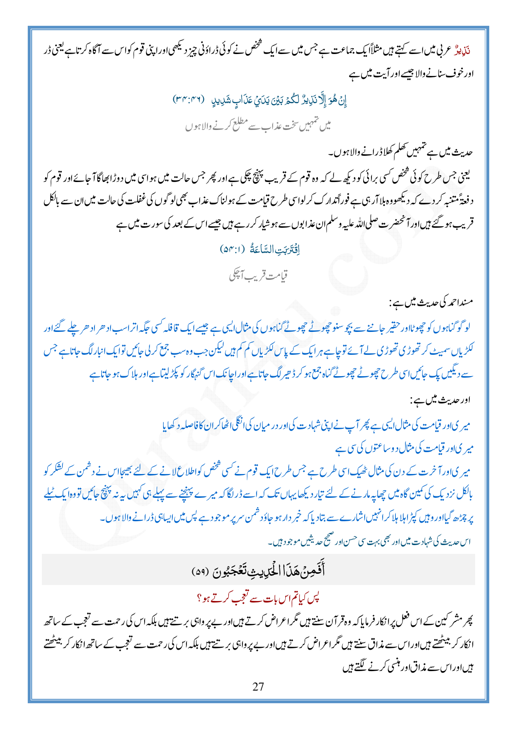نَذِيرٌ عربی میں اسے کہتے ہیں مثلاً ایک جماعت ہے جس میں سے ایک شخص نے کوئی ڈراؤنی چیز دیکھی اور اپنی قوم کو اس سے آگاہ کرتا ہے یعنی ڈر اور خوف سنانے والا جیسے اور آیت میں ہے

إِنْ هُوَ إِلَّا نَذِيرٌ لَّكُمْ بَيْنَ يَدَيْ عَذَابٍ شَدِيدٍ (۳۴:۴۶)

میں تمہیں سخت عذاب سے مطلع کرنے والا ہوں

حدیث میں ہے تمہیں کھلم کھلا ڈرانے والا ہوں۔

یعنی جس طرح کوئی شخص کسی برائی کو دیکھ لے کہ وہ قوم کے قریب پہنچ چکی ہے اور پھر جس حالت میں ہو اسی میں دوڑا بھاگا آ جائے اور قوم کو دفعۃً متنبہ کر دے کہ دیکھو وہ بلا آ رہی ہے فوراً تدارک کر لو اسی طرح قیامت کے ہولناک عذاب بھی لوگوں کی غفلت کی حالت میں ان سے بالکل قریب ہو گئے ہیں اور آنحضرت صلی اللہ علیہ وسلم ان عذابوں سے ہوشیار کر رہے ہیں جیسے اس کے بعد کی سورت میں ہے

اقْتَرَبَتِ السَّاعَةُ (۵۴:۱)

قیامت قریب آ چکی

مسند احمد کی حدیث میں ہے:

لوگو گناہوں کو چھوٹا اور حقیر جاننے سے بچو سنو چھوٹے چھوٹے گناہوں کی مثال ایسی ہے جیسے ایک قافلہ کسی جگہ اترا سب ادھر ادھر چلے گئے اور لکڑیاں سمیٹ کر تھوڑی تھوڑی لے آئے تو چاہے ہر ایک کے پاس لکڑیاں کم کم ہیں لیکن جب وہ سب جمع کر لی جائیں تو ایک انبار لگ جاتا ہے جس سے دیگیں پک جائیں اسی طرح چھوٹے چھوٹے گناہ جمع ہو کر ڈھیر لگ جاتا ہے اور اچانک اس گنہگار کو پکڑ لیتا ہے اور ہلاک ہو جاتا ہے

اور حدیث میں ہے:

میری اور قیامت کی مثال ایسی ہے پھر آپ نے اپنی شہادت کی اور درمیان کی انگلی اٹھا کر ان کا فاصلہ دکھایا

میری اور قیامت کی مثال دو ساعتوں کی سی ہے

میری اور آخرت کے دن کی مثال ٹھیک اسی طرح ہے جس طرح ایک قوم نے کسی شخص کو اطلاع لانے کے لئے بھیجا اس نے دشمن کے لشکر کو بالکل نزدیک کی کمین گاہ میں چھاپہ مارنے کے لئے تیار دیکھا یہاں تک کہ اسے ڈر لگا کہ میرے پہنچنے سے پہلے ہی کہیں یہ نہ پہنچ جائیں تو وہ ایک ٹیلے پر چڑھ گیا اور وہیں کپڑا ہلا ہلا کر انہیں اشارے سے بتا دیا کہ خبر دار ہو جاؤ دشمن سر پر موجود ہے پس میں ایسا ہی ڈرانے والا ہوں۔

اس حدیث کی شہادت میں اور بھی بہت سی حسن اور صحیح حدیثیں موجود ہیں۔

## أَفَمِنْ هَذَا الْحَدِيثِ تَعْجَبُونَ (۵۹)

### پس کیا تم اس بات سے تعجب کرتے ہو؟

پھر مشرکین کے اس فعل پر انکار فرمایا کہ وہ قرآن سنتے ہیں مگر اعراض کرتے ہیں اور بے پرواہی برتتے ہیں بلکہ اس کی رحمت سے تعجب کے ساتھ انکار کر بیٹھتے ہیں اور اس سے مذاق سنتے ہیں مگر اعراض کرتے ہیں اور بے پرواہی برتتے ہیں بلکہ اس کی رحمت سے تعجب کے ساتھ انکار کر بیٹھتے ہیں اور اس سے مذاق اور ہنسی کرنے لگتے ہیں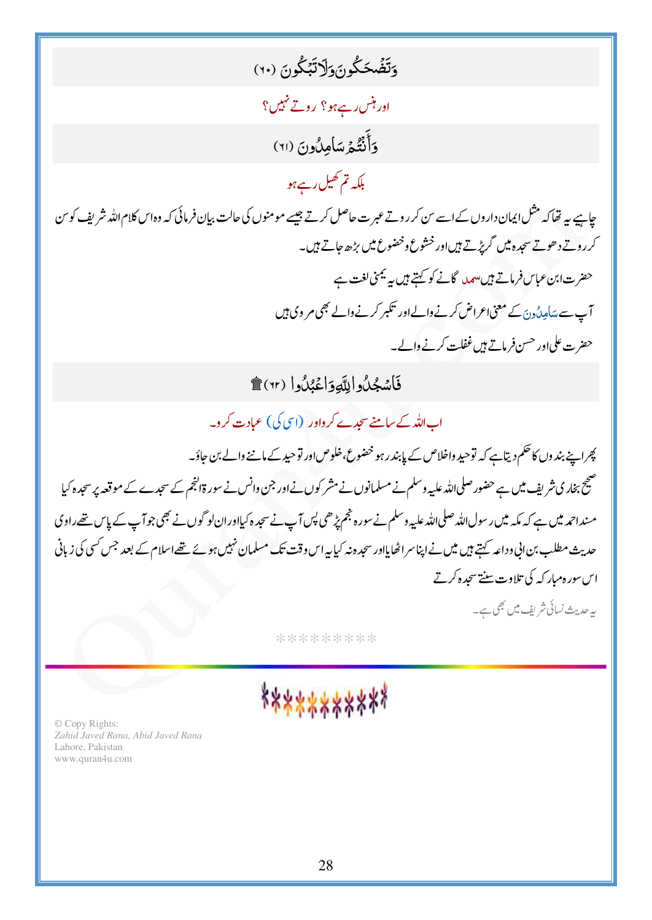وَتَضْحَكُونَ وَلَا تَبْكُونَ (۶۰)

اور ہنس رہے ہو؟ روتے نہیں؟

وَأَنْتُمْ سَامِدُونَ (۶۱)

بلکہ تم کھیل رہے ہو

چاہیے یہ تھا کہ مثل ایمان داروں کے اسے سن کر روتے عبرت حاصل کرتے جیسے مومنوں کی حالت بیان فرمائی کہ وہ اس کلام اللہ شریف کو سن کر روتے دھوتے سجدہ میں گر پڑتے ہیں اور خشوع وخضوع میں بڑھ جاتے ہیں۔

حضرت ابن عباس فرماتے ہیں سمد گانے کو کہتے ہیں یہ یمنی لغت ہے

آپ سے سَامِدُونَ کے معنی اعراض کرنے والے اور تکبر کرنے والے بھی مروی ہیں

حضرت علی اور حسن فرماتے ہیں غفلت کرنے والے۔

فَاسْجُدُوا لِلَّهِ وَاعْبُدُوا (۶۲) ۩

اب اللہ کے سامنے سجدے کرو اور (اسی کی) عبادت کرو۔

پھر اپنے بندوں کا حکم دیتا ہے کہ توحید واخلاص کے پابند رہو خضوع، خلوص اور توحید کے ماننے والے بن جاؤ۔

صحیح بخاری شریف میں ہے حضور صلی اللہ علیہ وسلم نے مسلمانوں نے مشرکوں نے اور جن وانس نے سورۃ النجم کے سجدے کے موقعہ پر سجدہ کیا

مسند احمد میں ہے کہ مکہ میں رسول اللہ صلی اللہ علیہ وسلم نے سورہ نجم پڑھی پس آپ نے سجدہ کیا اور ان لوگوں نے بھی جو آپ کے پاس تھے راوی حدیث مطلب بن ابی وداعہ کہتے ہیں میں نے اپنا سر اٹھایا اور سجدہ نہ کیا یہ اس وقت تک مسلمان نہیں ہوئے تھے اسلام کے بعد جس کسی کی زبانی اس سورہ مبارکہ کی تلاوت سنتے سجدہ کرتے

یہ حدیث نسائی شریف میں بھی ہے۔

*********

© Copy Rights:
*Zahid Javed Rana, Abid Javed Rana*
Lahore, Pakistan
www.quran4u.com